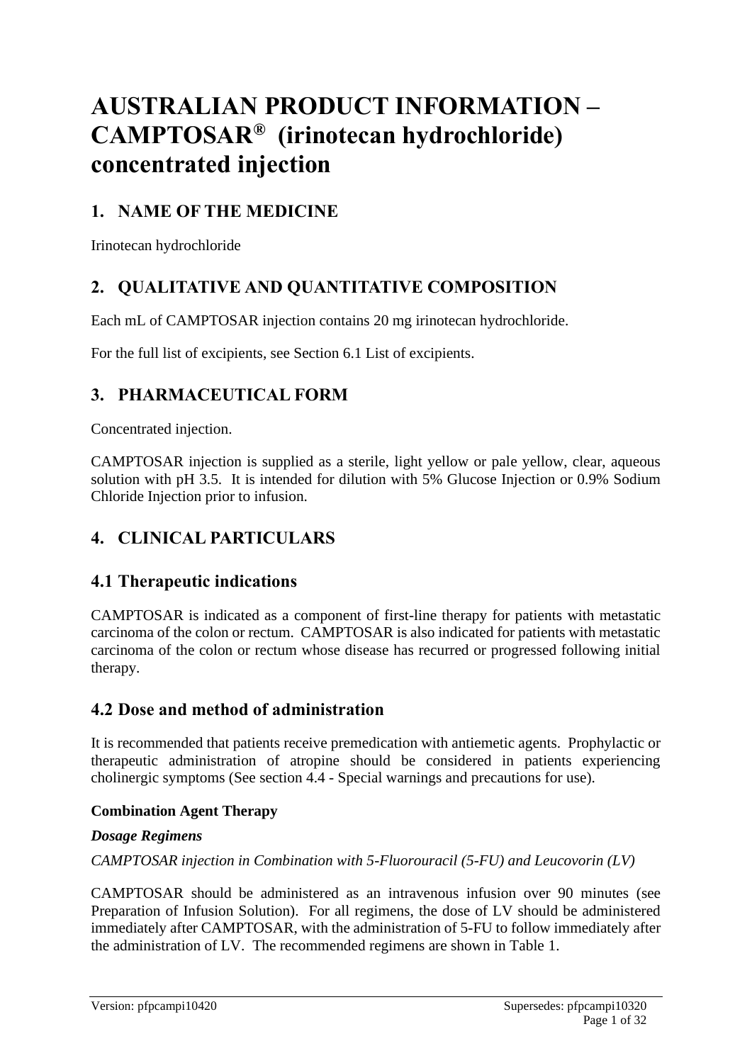# AUSTRALIAN PRODUCT INFORMATION – CAMPTOSAR® (irinotecan hydrochloride) concentrated injection

## 1. NAME OF THE MEDICINE

Irinotecan hydrochloride

## 2. QUALITATIVE AND QUANTITATIVE COMPOSITION

Each mL of CAMPTOSAR injection contains 20 mg irinotecan hydrochloride.

For the full list of excipients, see Section 6.1 List of excipients.

## 3. PHARMACEUTICAL FORM

Concentrated injection.

CAMPTOSAR injection is supplied as a sterile, light yellow or pale yellow, clear, aqueous solution with pH 3.5. It is intended for dilution with 5% Glucose Injection or 0.9% Sodium Chloride Injection prior to infusion.

## 4. CLINICAL PARTICULARS

## 4.1 Therapeutic indications

CAMPTOSAR is indicated as a component of first-line therapy for patients with metastatic carcinoma of the colon or rectum. CAMPTOSAR is also indicated for patients with metastatic carcinoma of the colon or rectum whose disease has recurred or progressed following initial therapy.

## 4.2 Dose and method of administration

It is recommended that patients receive premedication with antiemetic agents. Prophylactic or therapeutic administration of atropine should be considered in patients experiencing cholinergic symptoms (See section 4.4 - Special warnings and precautions for use).

**Combination Agent Therapy**

***Dosage Regimens***

*CAMPTOSAR injection in Combination with 5-Fluorouracil (5-FU) and Leucovorin (LV)*

CAMPTOSAR should be administered as an intravenous infusion over 90 minutes (see Preparation of Infusion Solution). For all regimens, the dose of LV should be administered immediately after CAMPTOSAR, with the administration of 5-FU to follow immediately after the administration of LV. The recommended regimens are shown in Table 1.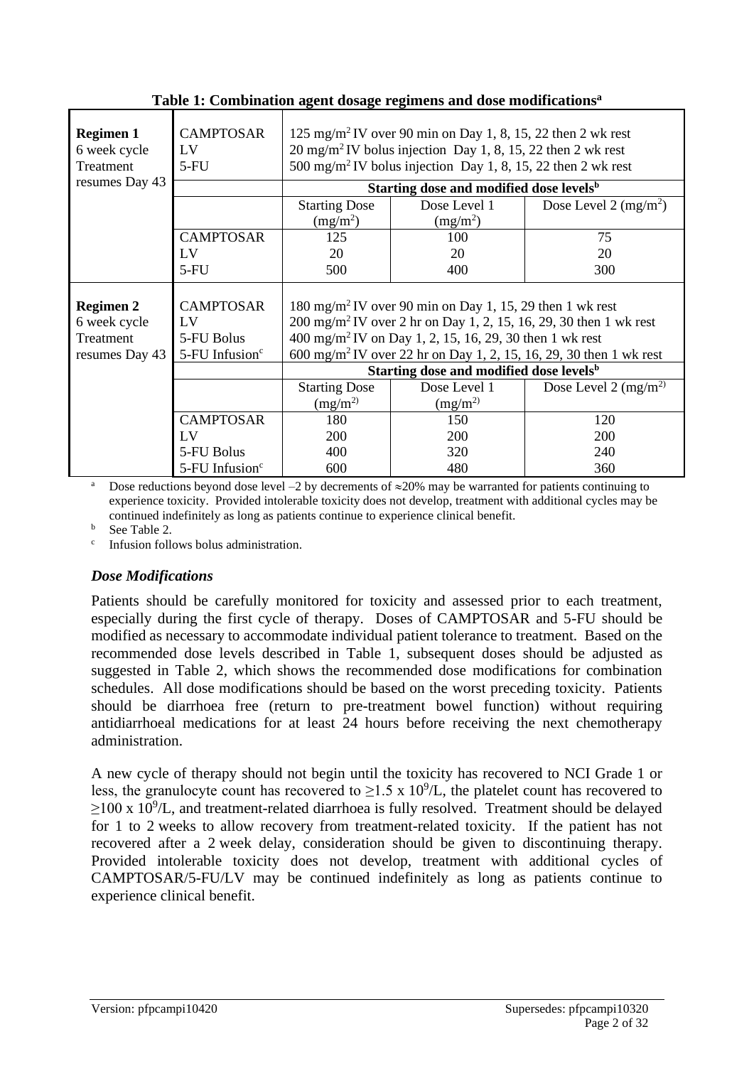**Table 1: Combination agent dosage regimens and dose modifications[a]**

| | | | | |
|---|---|---|---|---|
| **Regimen 1** 6 week cycle Treatment resumes Day 43 | CAMPTOSAR LV 5-FU | 125 mg/m$^2$ IV over 90 min on Day 1, 8, 15, 22 then 2 wk rest 20 mg/m$^2$ IV bolus injection Day 1, 8, 15, 22 then 2 wk rest 500 mg/m$^2$ IV bolus injection Day 1, 8, 15, 22 then 2 wk rest | | |
| | | **Starting dose and modified dose levels[b]** | | |
| | | Starting Dose (mg/m$^2$) | Dose Level 1 (mg/m$^2$) | Dose Level 2 (mg/m$^2$) |
| | CAMPTOSAR | 125 | 100 | 75 |
| | LV | 20 | 20 | 20 |
| | 5-FU | 500 | 400 | 300 |
| **Regimen 2** 6 week cycle Treatment resumes Day 43 | CAMPTOSAR LV 5-FU Bolus 5-FU Infusion[c] | 180 mg/m$^2$ IV over 90 min on Day 1, 15, 29 then 1 wk rest 200 mg/m$^2$ IV over 2 hr on Day 1, 2, 15, 16, 29, 30 then 1 wk rest 400 mg/m$^2$ IV on Day 1, 2, 15, 16, 29, 30 then 1 wk rest 600 mg/m$^2$ IV over 22 hr on Day 1, 2, 15, 16, 29, 30 then 1 wk rest | | |
| | | **Starting dose and modified dose levels[b]** | | |
| | | Starting Dose (mg/m$^2$) | Dose Level 1 (mg/m$^2$) | Dose Level 2 (mg/m$^2$) |
| | CAMPTOSAR | 180 | 150 | 120 |
| | LV | 200 | 200 | 200 |
| | 5-FU Bolus | 400 | 320 | 240 |
| | 5-FU Infusion[c] | 600 | 480 | 360 |

[a] Dose reductions beyond dose level –2 by decrements of ≈20% may be warranted for patients continuing to experience toxicity. Provided intolerable toxicity does not develop, treatment with additional cycles may be continued indefinitely as long as patients continue to experience clinical benefit.

[b] See Table 2.

[c] Infusion follows bolus administration.

### *Dose Modifications*

Patients should be carefully monitored for toxicity and assessed prior to each treatment, especially during the first cycle of therapy. Doses of CAMPTOSAR and 5-FU should be modified as necessary to accommodate individual patient tolerance to treatment. Based on the recommended dose levels described in Table 1, subsequent doses should be adjusted as suggested in Table 2, which shows the recommended dose modifications for combination schedules. All dose modifications should be based on the worst preceding toxicity. Patients should be diarrhoea free (return to pre-treatment bowel function) without requiring antidiarrhoeal medications for at least 24 hours before receiving the next chemotherapy administration.

A new cycle of therapy should not begin until the toxicity has recovered to NCI Grade 1 or less, the granulocyte count has recovered to $\geq 1.5 \times 10^9$/L, the platelet count has recovered to $\geq 100 \times 10^9$/L, and treatment-related diarrhoea is fully resolved. Treatment should be delayed for 1 to 2 weeks to allow recovery from treatment-related toxicity. If the patient has not recovered after a 2 week delay, consideration should be given to discontinuing therapy. Provided intolerable toxicity does not develop, treatment with additional cycles of CAMPTOSAR/5-FU/LV may be continued indefinitely as long as patients continue to experience clinical benefit.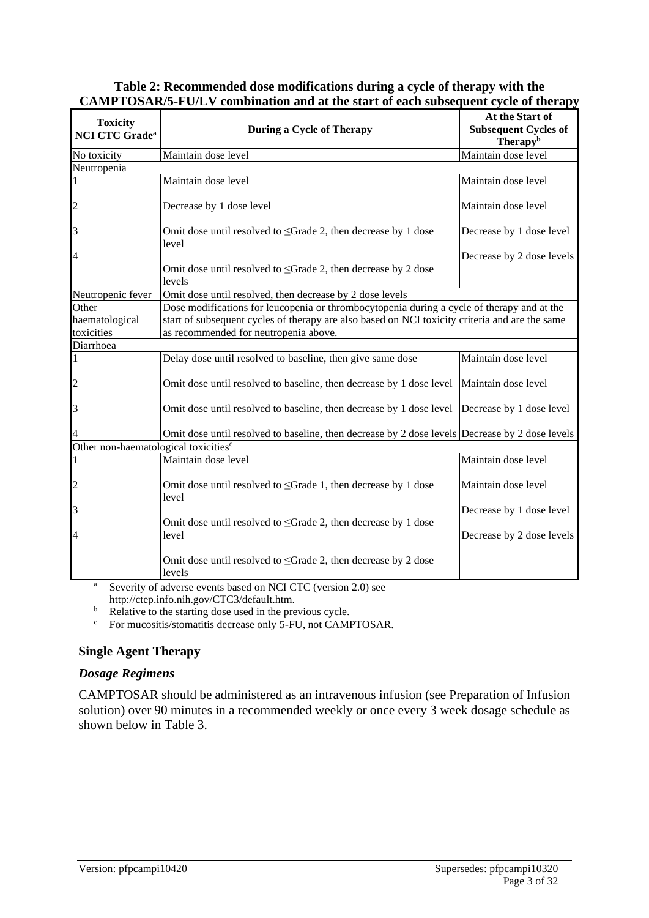**Table 2: Recommended dose modifications during a cycle of therapy with the CAMPTOSAR/5-FU/LV combination and at the start of each subsequent cycle of therapy**

| Toxicity NCI CTC Grade[a] | During a Cycle of Therapy | At the Start of Subsequent Cycles of Therapy[b] |
|---|---|---|
| No toxicity | Maintain dose level | Maintain dose level |
| Neutropenia | | |
| 1 | Maintain dose level | Maintain dose level |
| 2 | Decrease by 1 dose level | Maintain dose level |
| 3 | Omit dose until resolved to ≤Grade 2, then decrease by 1 dose level | Decrease by 1 dose level |
| 4 | Omit dose until resolved to ≤Grade 2, then decrease by 2 dose levels | Decrease by 2 dose levels |
| Neutropenic fever | Omit dose until resolved, then decrease by 2 dose levels | |
| Other haematological toxicities | Dose modifications for leucopenia or thrombocytopenia during a cycle of therapy and at the start of subsequent cycles of therapy are also based on NCI toxicity criteria and are the same as recommended for neutropenia above. | |
| Diarrhoea | | |
| 1 | Delay dose until resolved to baseline, then give same dose | Maintain dose level |
| 2 | Omit dose until resolved to baseline, then decrease by 1 dose level | Maintain dose level |
| 3 | Omit dose until resolved to baseline, then decrease by 1 dose level | Decrease by 1 dose level |
| 4 | Omit dose until resolved to baseline, then decrease by 2 dose levels | Decrease by 2 dose levels |
| Other non-haematological toxicities[c] | | |
| 1 | Maintain dose level | Maintain dose level |
| 2 | Omit dose until resolved to ≤Grade 1, then decrease by 1 dose level | Maintain dose level |
| 3 | Omit dose until resolved to ≤Grade 2, then decrease by 1 dose level | Decrease by 1 dose level |
| 4 | Omit dose until resolved to ≤Grade 2, then decrease by 2 dose levels | Decrease by 2 dose levels |

[a] Severity of adverse events based on NCI CTC (version 2.0) see http://ctep.info.nih.gov/CTC3/default.htm.
[b] Relative to the starting dose used in the previous cycle.
[c] For mucositis/stomatitis decrease only 5-FU, not CAMPTOSAR.

### Single Agent Therapy

#### *Dosage Regimens*

CAMPTOSAR should be administered as an intravenous infusion (see Preparation of Infusion solution) over 90 minutes in a recommended weekly or once every 3 week dosage schedule as shown below in Table 3.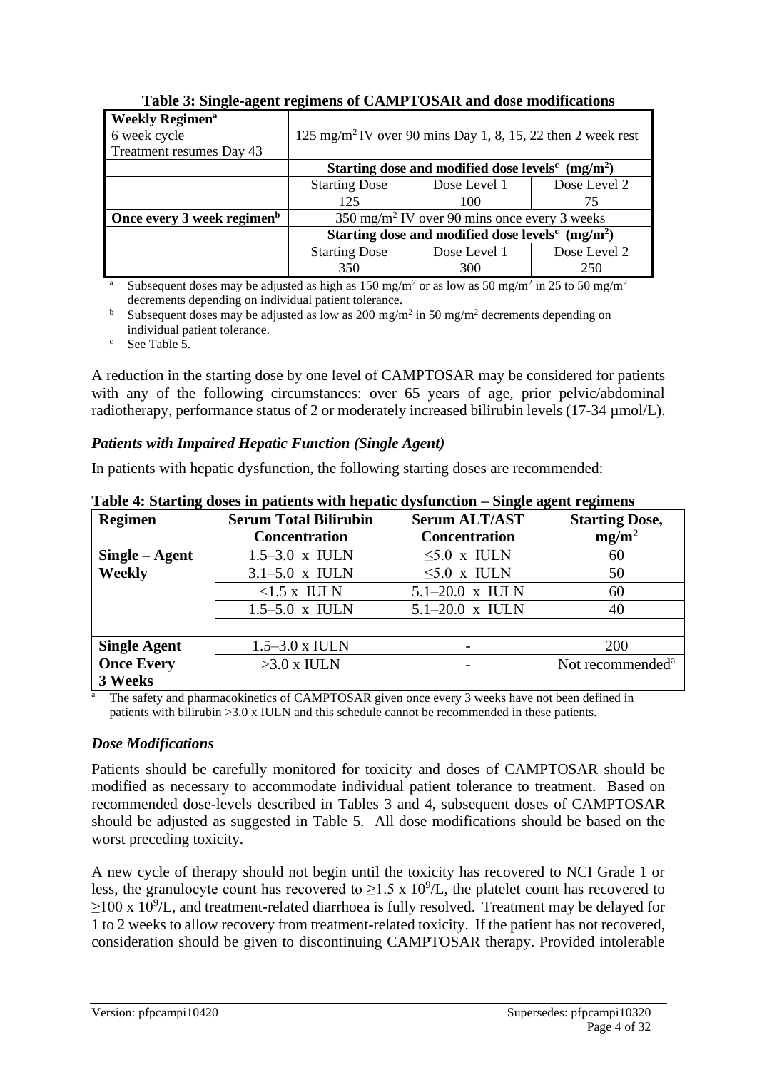**Table 3: Single-agent regimens of CAMPTOSAR and dose modifications**

| | | | |
|---|---|---|---|
| **Weekly Regimen**[a]<br>6 week cycle<br>Treatment resumes Day 43 | 125 mg/m$^2$ IV over 90 mins Day 1, 8, 15, 22 then 2 week rest | | |
| | **Starting dose and modified dose levels**[c] **(mg/m$^2$)** | | |
| | Starting Dose | Dose Level 1 | Dose Level 2 |
| | 125 | 100 | 75 |
| **Once every 3 week regimen**[b] | 350 mg/m$^2$ IV over 90 mins once every 3 weeks | | |
| | **Starting dose and modified dose levels**[c] **(mg/m$^2$)** | | |
| | Starting Dose | Dose Level 1 | Dose Level 2 |
| | 350 | 300 | 250 |

[a] Subsequent doses may be adjusted as high as 150 mg/m$^2$ or as low as 50 mg/m$^2$ in 25 to 50 mg/m$^2$ decrements depending on individual patient tolerance.

[b] Subsequent doses may be adjusted as low as 200 mg/m$^2$ in 50 mg/m$^2$ decrements depending on individual patient tolerance.

[c] See Table 5.

A reduction in the starting dose by one level of CAMPTOSAR may be considered for patients with any of the following circumstances: over 65 years of age, prior pelvic/abdominal radiotherapy, performance status of 2 or moderately increased bilirubin levels (17-34 µmol/L).

### *Patients with Impaired Hepatic Function (Single Agent)*

In patients with hepatic dysfunction, the following starting doses are recommended:

**Table 4: Starting doses in patients with hepatic dysfunction – Single agent regimens**

| Regimen | Serum Total Bilirubin Concentration | Serum ALT/AST Concentration | Starting Dose, mg/m$^2$ |
|---|---|---|---|
| **Single – Agent Weekly** | 1.5–3.0 x IULN | ≤5.0 x IULN | 60 |
| | 3.1–5.0 x IULN | ≤5.0 x IULN | 50 |
| | <1.5 x IULN | 5.1–20.0 x IULN | 60 |
| | 1.5–5.0 x IULN | 5.1–20.0 x IULN | 40 |
| | | | |
| **Single Agent Once Every 3 Weeks** | 1.5–3.0 x IULN | - | 200 |
| | >3.0 x IULN | - | Not recommended[a] |

[a] The safety and pharmacokinetics of CAMPTOSAR given once every 3 weeks have not been defined in patients with bilirubin >3.0 x IULN and this schedule cannot be recommended in these patients.

### *Dose Modifications*

Patients should be carefully monitored for toxicity and doses of CAMPTOSAR should be modified as necessary to accommodate individual patient tolerance to treatment. Based on recommended dose-levels described in Tables 3 and 4, subsequent doses of CAMPTOSAR should be adjusted as suggested in Table 5. All dose modifications should be based on the worst preceding toxicity.

A new cycle of therapy should not begin until the toxicity has recovered to NCI Grade 1 or less, the granulocyte count has recovered to ≥1.5 x 10$^9$/L, the platelet count has recovered to ≥100 x 10$^9$/L, and treatment-related diarrhoea is fully resolved. Treatment may be delayed for 1 to 2 weeks to allow recovery from treatment-related toxicity. If the patient has not recovered, consideration should be given to discontinuing CAMPTOSAR therapy. Provided intolerable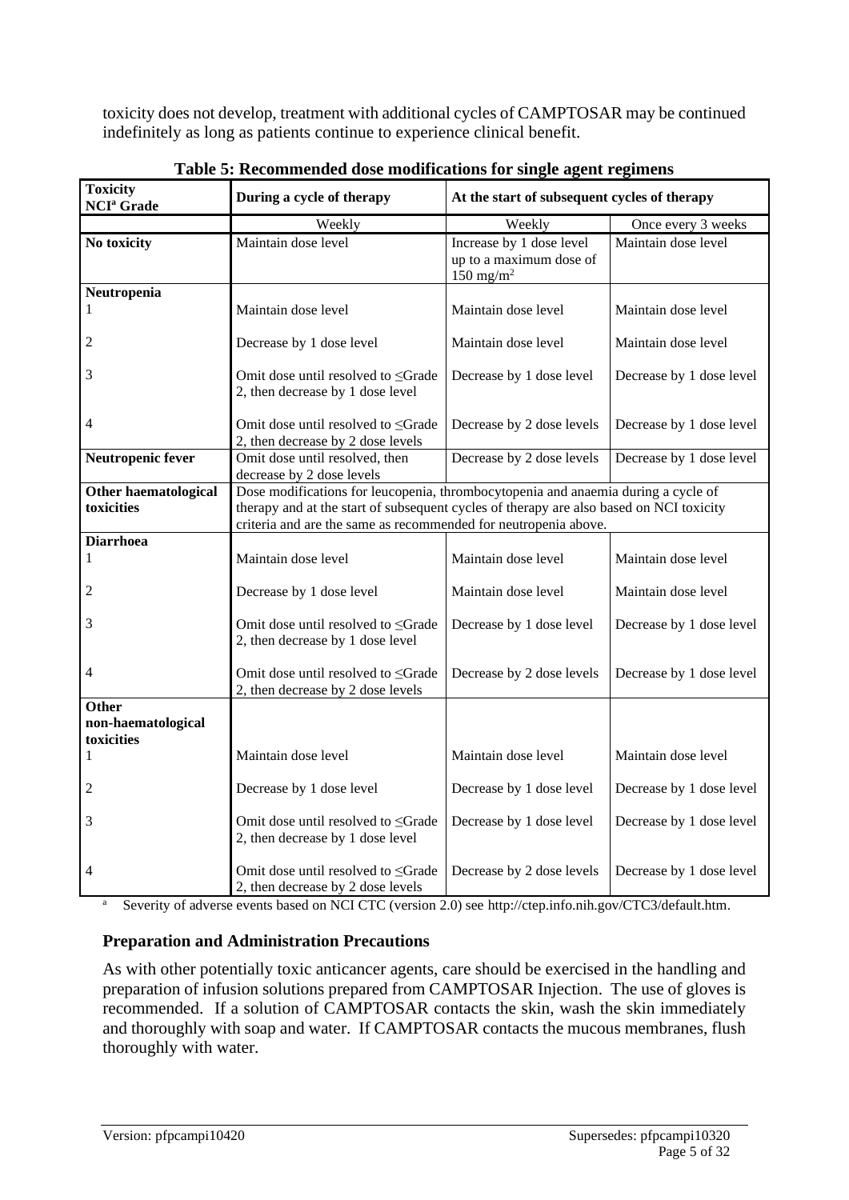toxicity does not develop, treatment with additional cycles of CAMPTOSAR may be continued indefinitely as long as patients continue to experience clinical benefit.

**Table 5: Recommended dose modifications for single agent regimens**

| Toxicity NCI[a] Grade | During a cycle of therapy | At the start of subsequent cycles of therapy | |
|---|---|---|---|
| | Weekly | Weekly | Once every 3 weeks |
| **No toxicity** | Maintain dose level | Increase by 1 dose level up to a maximum dose of 150 mg/m$^2$ | Maintain dose level |
| **Neutropenia** | | | |
| 1 | Maintain dose level | Maintain dose level | Maintain dose level |
| 2 | Decrease by 1 dose level | Maintain dose level | Maintain dose level |
| 3 | Omit dose until resolved to ≤Grade 2, then decrease by 1 dose level | Decrease by 1 dose level | Decrease by 1 dose level |
| 4 | Omit dose until resolved to ≤Grade 2, then decrease by 2 dose levels | Decrease by 2 dose levels | Decrease by 1 dose level |
| **Neutropenic fever** | Omit dose until resolved, then decrease by 2 dose levels | Decrease by 2 dose levels | Decrease by 1 dose level |
| **Other haematological toxicities** | Dose modifications for leucopenia, thrombocytopenia and anaemia during a cycle of therapy and at the start of subsequent cycles of therapy are also based on NCI toxicity criteria and are the same as recommended for neutropenia above. | | |
| **Diarrhoea** | | | |
| 1 | Maintain dose level | Maintain dose level | Maintain dose level |
| 2 | Decrease by 1 dose level | Maintain dose level | Maintain dose level |
| 3 | Omit dose until resolved to ≤Grade 2, then decrease by 1 dose level | Decrease by 1 dose level | Decrease by 1 dose level |
| 4 | Omit dose until resolved to ≤Grade 2, then decrease by 2 dose levels | Decrease by 2 dose levels | Decrease by 1 dose level |
| **Other non-haematological toxicities** | | | |
| 1 | Maintain dose level | Maintain dose level | Maintain dose level |
| 2 | Decrease by 1 dose level | Decrease by 1 dose level | Decrease by 1 dose level |
| 3 | Omit dose until resolved to ≤Grade 2, then decrease by 1 dose level | Decrease by 1 dose level | Decrease by 1 dose level |
| 4 | Omit dose until resolved to ≤Grade 2, then decrease by 2 dose levels | Decrease by 2 dose levels | Decrease by 1 dose level |

[a] Severity of adverse events based on NCI CTC (version 2.0) see http://ctep.info.nih.gov/CTC3/default.htm.

### Preparation and Administration Precautions

As with other potentially toxic anticancer agents, care should be exercised in the handling and preparation of infusion solutions prepared from CAMPTOSAR Injection. The use of gloves is recommended. If a solution of CAMPTOSAR contacts the skin, wash the skin immediately and thoroughly with soap and water. If CAMPTOSAR contacts the mucous membranes, flush thoroughly with water.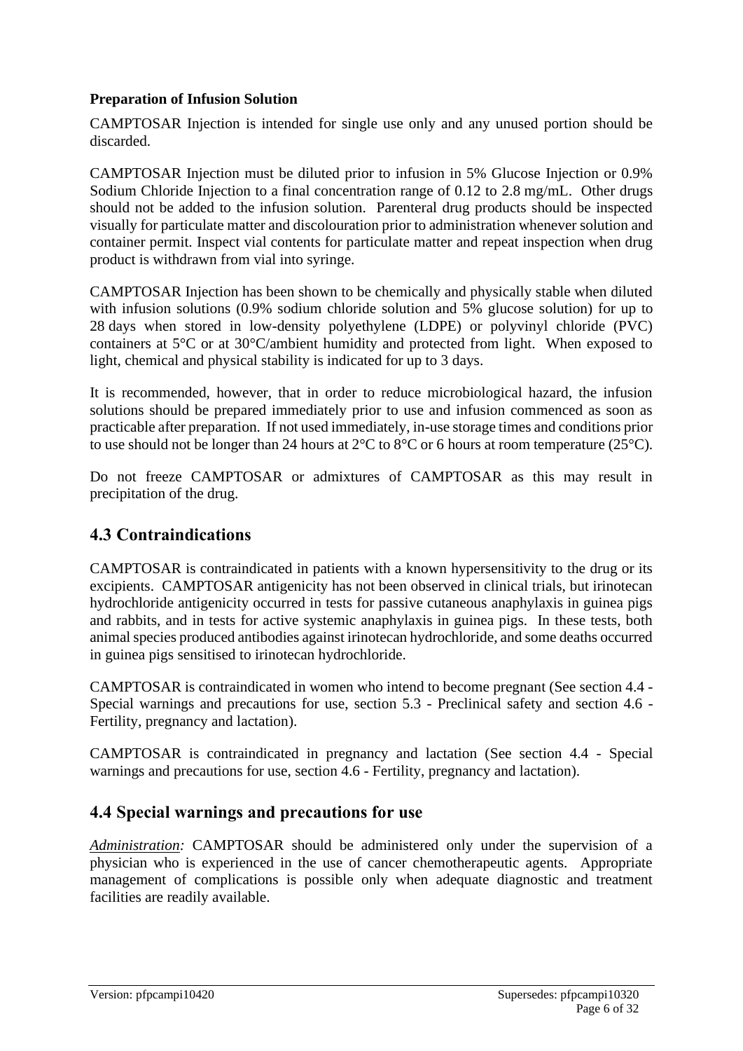**Preparation of Infusion Solution**

CAMPTOSAR Injection is intended for single use only and any unused portion should be discarded.

CAMPTOSAR Injection must be diluted prior to infusion in 5% Glucose Injection or 0.9% Sodium Chloride Injection to a final concentration range of 0.12 to 2.8 mg/mL. Other drugs should not be added to the infusion solution. Parenteral drug products should be inspected visually for particulate matter and discolouration prior to administration whenever solution and container permit. Inspect vial contents for particulate matter and repeat inspection when drug product is withdrawn from vial into syringe.

CAMPTOSAR Injection has been shown to be chemically and physically stable when diluted with infusion solutions (0.9% sodium chloride solution and 5% glucose solution) for up to 28 days when stored in low-density polyethylene (LDPE) or polyvinyl chloride (PVC) containers at 5°C or at 30°C/ambient humidity and protected from light. When exposed to light, chemical and physical stability is indicated for up to 3 days.

It is recommended, however, that in order to reduce microbiological hazard, the infusion solutions should be prepared immediately prior to use and infusion commenced as soon as practicable after preparation. If not used immediately, in-use storage times and conditions prior to use should not be longer than 24 hours at 2°C to 8°C or 6 hours at room temperature (25°C).

Do not freeze CAMPTOSAR or admixtures of CAMPTOSAR as this may result in precipitation of the drug.

## 4.3 Contraindications

CAMPTOSAR is contraindicated in patients with a known hypersensitivity to the drug or its excipients. CAMPTOSAR antigenicity has not been observed in clinical trials, but irinotecan hydrochloride antigenicity occurred in tests for passive cutaneous anaphylaxis in guinea pigs and rabbits, and in tests for active systemic anaphylaxis in guinea pigs. In these tests, both animal species produced antibodies against irinotecan hydrochloride, and some deaths occurred in guinea pigs sensitised to irinotecan hydrochloride.

CAMPTOSAR is contraindicated in women who intend to become pregnant (See section 4.4 - Special warnings and precautions for use, section 5.3 - Preclinical safety and section 4.6 - Fertility, pregnancy and lactation).

CAMPTOSAR is contraindicated in pregnancy and lactation (See section 4.4 - Special warnings and precautions for use, section 4.6 - Fertility, pregnancy and lactation).

## 4.4 Special warnings and precautions for use

*Administration:* CAMPTOSAR should be administered only under the supervision of a physician who is experienced in the use of cancer chemotherapeutic agents. Appropriate management of complications is possible only when adequate diagnostic and treatment facilities are readily available.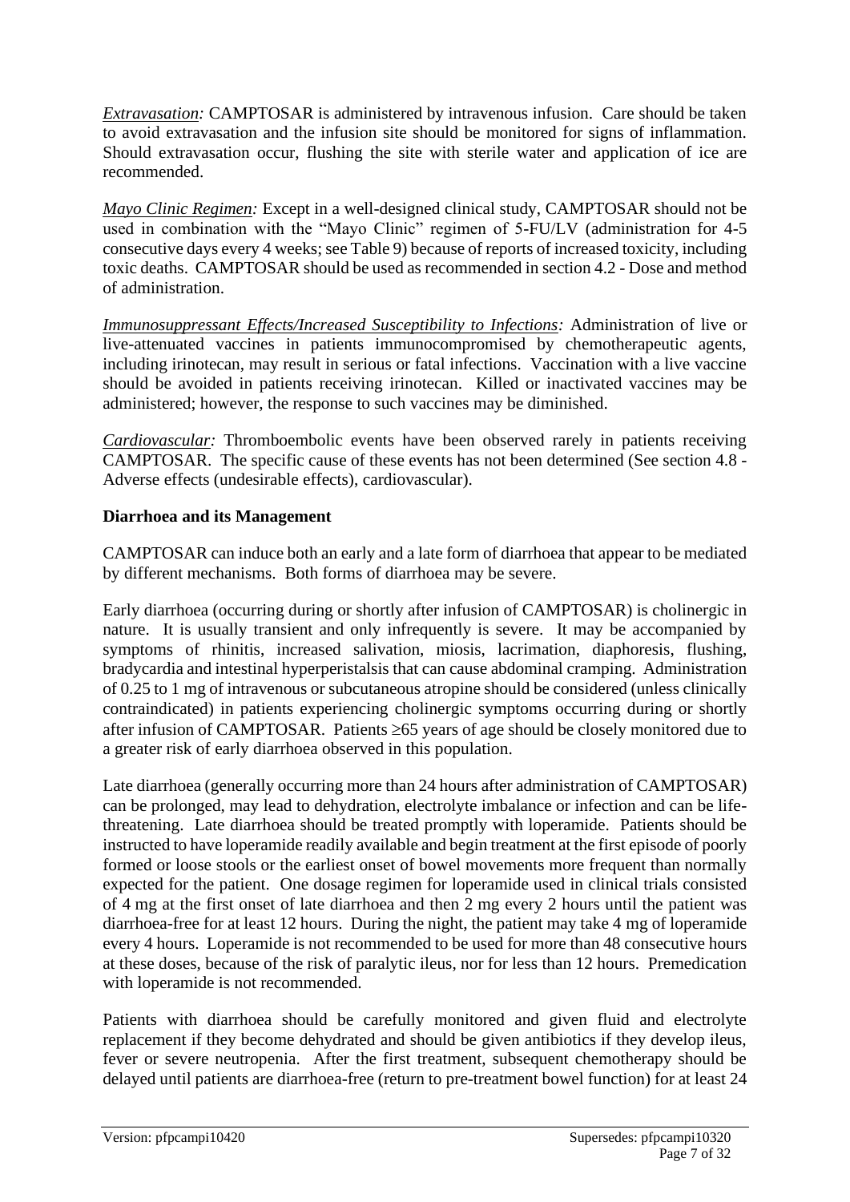*Extravasation:* CAMPTOSAR is administered by intravenous infusion. Care should be taken to avoid extravasation and the infusion site should be monitored for signs of inflammation. Should extravasation occur, flushing the site with sterile water and application of ice are recommended.

*Mayo Clinic Regimen:* Except in a well-designed clinical study, CAMPTOSAR should not be used in combination with the "Mayo Clinic" regimen of 5-FU/LV (administration for 4-5 consecutive days every 4 weeks; see Table 9) because of reports of increased toxicity, including toxic deaths. CAMPTOSAR should be used as recommended in section 4.2 - Dose and method of administration.

*Immunosuppressant Effects/Increased Susceptibility to Infections:* Administration of live or live-attenuated vaccines in patients immunocompromised by chemotherapeutic agents, including irinotecan, may result in serious or fatal infections. Vaccination with a live vaccine should be avoided in patients receiving irinotecan. Killed or inactivated vaccines may be administered; however, the response to such vaccines may be diminished.

*Cardiovascular:* Thromboembolic events have been observed rarely in patients receiving CAMPTOSAR. The specific cause of these events has not been determined (See section 4.8 - Adverse effects (undesirable effects), cardiovascular).

**Diarrhoea and its Management**

CAMPTOSAR can induce both an early and a late form of diarrhoea that appear to be mediated by different mechanisms. Both forms of diarrhoea may be severe.

Early diarrhoea (occurring during or shortly after infusion of CAMPTOSAR) is cholinergic in nature. It is usually transient and only infrequently is severe. It may be accompanied by symptoms of rhinitis, increased salivation, miosis, lacrimation, diaphoresis, flushing, bradycardia and intestinal hyperperistalsis that can cause abdominal cramping. Administration of 0.25 to 1 mg of intravenous or subcutaneous atropine should be considered (unless clinically contraindicated) in patients experiencing cholinergic symptoms occurring during or shortly after infusion of CAMPTOSAR. Patients ≥65 years of age should be closely monitored due to a greater risk of early diarrhoea observed in this population.

Late diarrhoea (generally occurring more than 24 hours after administration of CAMPTOSAR) can be prolonged, may lead to dehydration, electrolyte imbalance or infection and can be life-threatening. Late diarrhoea should be treated promptly with loperamide. Patients should be instructed to have loperamide readily available and begin treatment at the first episode of poorly formed or loose stools or the earliest onset of bowel movements more frequent than normally expected for the patient. One dosage regimen for loperamide used in clinical trials consisted of 4 mg at the first onset of late diarrhoea and then 2 mg every 2 hours until the patient was diarrhoea-free for at least 12 hours. During the night, the patient may take 4 mg of loperamide every 4 hours. Loperamide is not recommended to be used for more than 48 consecutive hours at these doses, because of the risk of paralytic ileus, nor for less than 12 hours. Premedication with loperamide is not recommended.

Patients with diarrhoea should be carefully monitored and given fluid and electrolyte replacement if they become dehydrated and should be given antibiotics if they develop ileus, fever or severe neutropenia. After the first treatment, subsequent chemotherapy should be delayed until patients are diarrhoea-free (return to pre-treatment bowel function) for at least 24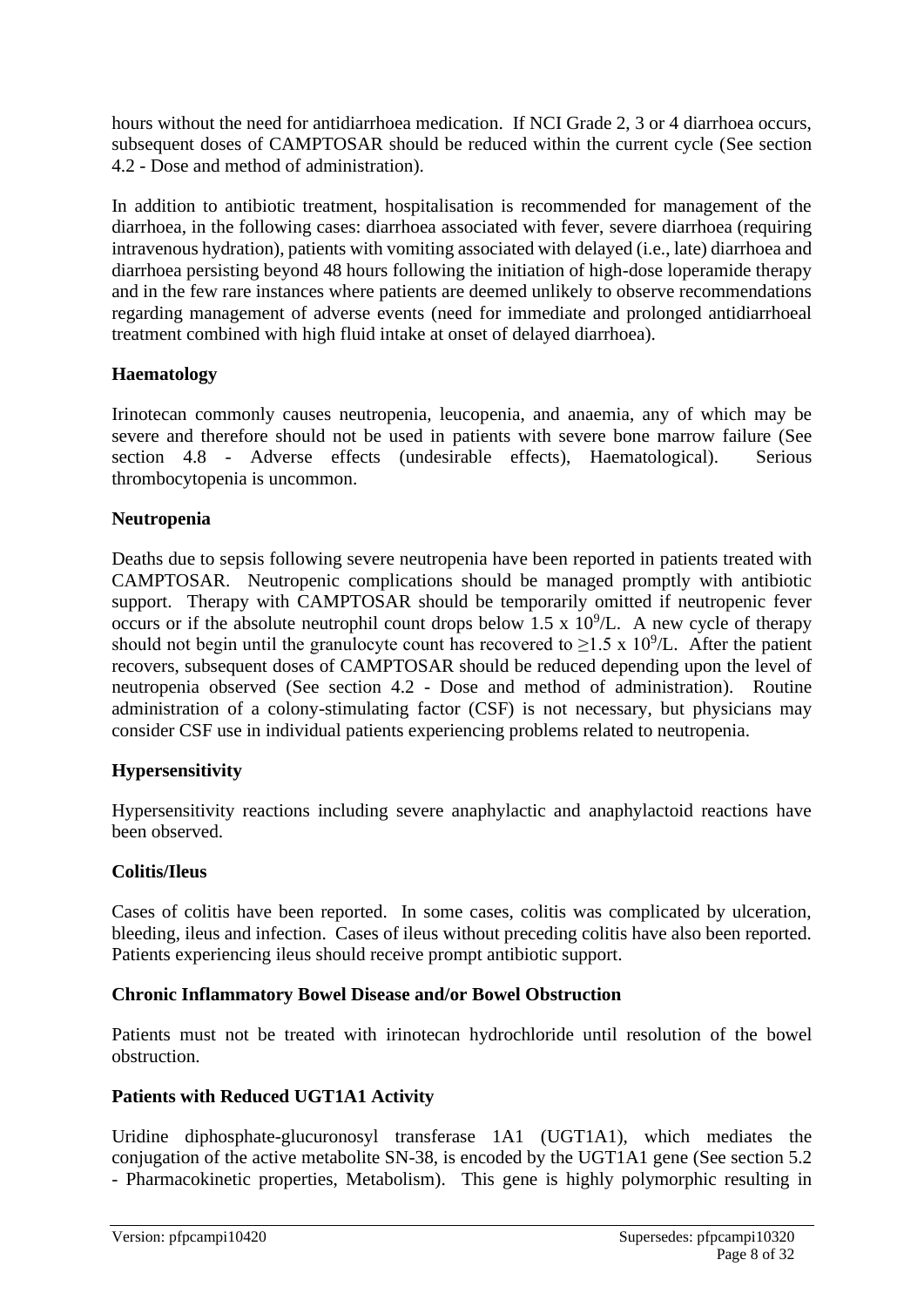hours without the need for antidiarrhoea medication. If NCI Grade 2, 3 or 4 diarrhoea occurs, subsequent doses of CAMPTOSAR should be reduced within the current cycle (See section 4.2 - Dose and method of administration).

In addition to antibiotic treatment, hospitalisation is recommended for management of the diarrhoea, in the following cases: diarrhoea associated with fever, severe diarrhoea (requiring intravenous hydration), patients with vomiting associated with delayed (i.e., late) diarrhoea and diarrhoea persisting beyond 48 hours following the initiation of high-dose loperamide therapy and in the few rare instances where patients are deemed unlikely to observe recommendations regarding management of adverse events (need for immediate and prolonged antidiarrhoeal treatment combined with high fluid intake at onset of delayed diarrhoea).

**Haematology**

Irinotecan commonly causes neutropenia, leucopenia, and anaemia, any of which may be severe and therefore should not be used in patients with severe bone marrow failure (See section 4.8 - Adverse effects (undesirable effects), Haematological). Serious thrombocytopenia is uncommon.

**Neutropenia**

Deaths due to sepsis following severe neutropenia have been reported in patients treated with CAMPTOSAR. Neutropenic complications should be managed promptly with antibiotic support. Therapy with CAMPTOSAR should be temporarily omitted if neutropenic fever occurs or if the absolute neutrophil count drops below $1.5 \times 10^9$/L. A new cycle of therapy should not begin until the granulocyte count has recovered to $\geq 1.5 \times 10^9$/L. After the patient recovers, subsequent doses of CAMPTOSAR should be reduced depending upon the level of neutropenia observed (See section 4.2 - Dose and method of administration). Routine administration of a colony-stimulating factor (CSF) is not necessary, but physicians may consider CSF use in individual patients experiencing problems related to neutropenia.

**Hypersensitivity**

Hypersensitivity reactions including severe anaphylactic and anaphylactoid reactions have been observed.

**Colitis/Ileus**

Cases of colitis have been reported. In some cases, colitis was complicated by ulceration, bleeding, ileus and infection. Cases of ileus without preceding colitis have also been reported. Patients experiencing ileus should receive prompt antibiotic support.

**Chronic Inflammatory Bowel Disease and/or Bowel Obstruction**

Patients must not be treated with irinotecan hydrochloride until resolution of the bowel obstruction.

**Patients with Reduced UGT1A1 Activity**

Uridine diphosphate-glucuronosyl transferase 1A1 (UGT1A1), which mediates the conjugation of the active metabolite SN-38, is encoded by the UGT1A1 gene (See section 5.2 - Pharmacokinetic properties, Metabolism). This gene is highly polymorphic resulting in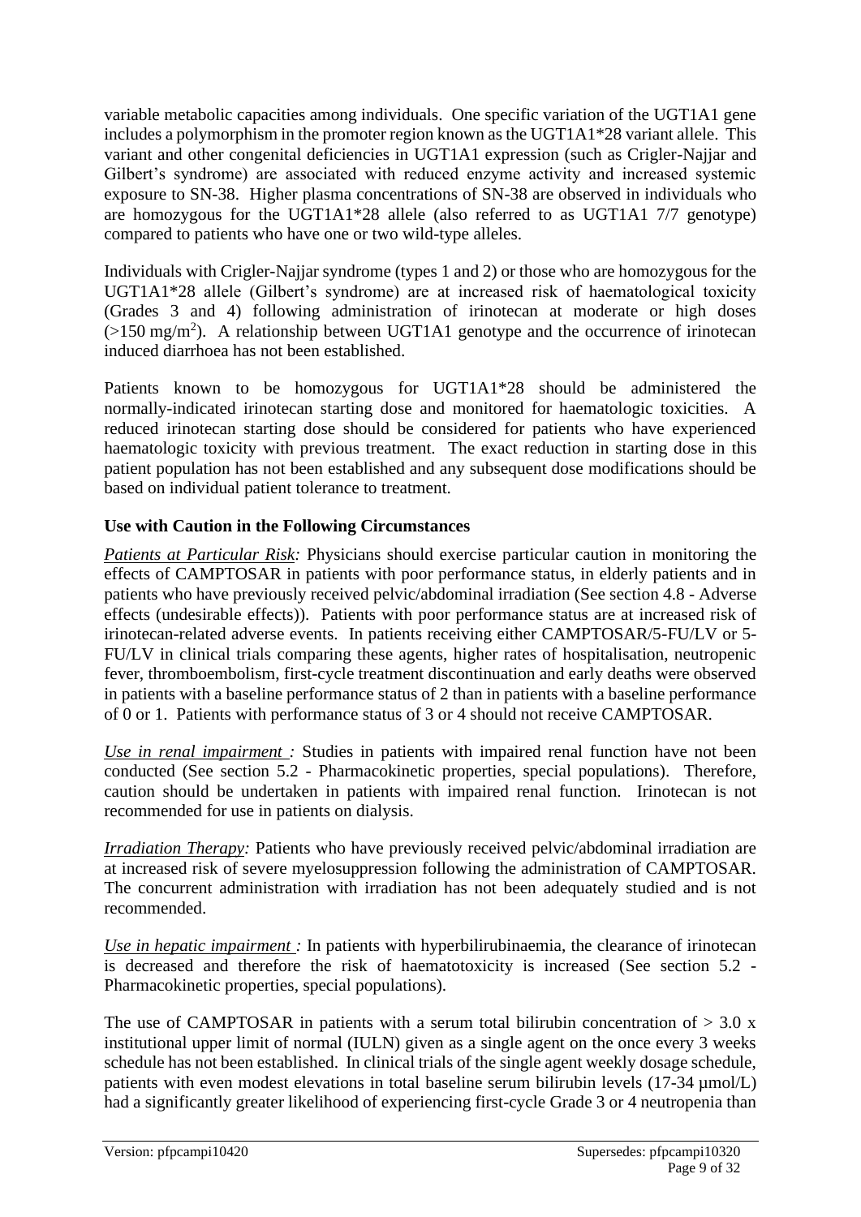variable metabolic capacities among individuals. One specific variation of the UGT1A1 gene includes a polymorphism in the promoter region known as the UGT1A1*28 variant allele. This variant and other congenital deficiencies in UGT1A1 expression (such as Crigler-Najjar and Gilbert's syndrome) are associated with reduced enzyme activity and increased systemic exposure to SN-38. Higher plasma concentrations of SN-38 are observed in individuals who are homozygous for the UGT1A1*28 allele (also referred to as UGT1A1 7/7 genotype) compared to patients who have one or two wild-type alleles.

Individuals with Crigler-Najjar syndrome (types 1 and 2) or those who are homozygous for the UGT1A1*28 allele (Gilbert's syndrome) are at increased risk of haematological toxicity (Grades 3 and 4) following administration of irinotecan at moderate or high doses (>150 mg/m$^2$). A relationship between UGT1A1 genotype and the occurrence of irinotecan induced diarrhoea has not been established.

Patients known to be homozygous for UGT1A1*28 should be administered the normally-indicated irinotecan starting dose and monitored for haematologic toxicities. A reduced irinotecan starting dose should be considered for patients who have experienced haematologic toxicity with previous treatment. The exact reduction in starting dose in this patient population has not been established and any subsequent dose modifications should be based on individual patient tolerance to treatment.

### Use with Caution in the Following Circumstances

*Patients at Particular Risk:* Physicians should exercise particular caution in monitoring the effects of CAMPTOSAR in patients with poor performance status, in elderly patients and in patients who have previously received pelvic/abdominal irradiation (See section 4.8 - Adverse effects (undesirable effects)). Patients with poor performance status are at increased risk of irinotecan-related adverse events. In patients receiving either CAMPTOSAR/5-FU/LV or 5-FU/LV in clinical trials comparing these agents, higher rates of hospitalisation, neutropenic fever, thromboembolism, first-cycle treatment discontinuation and early deaths were observed in patients with a baseline performance status of 2 than in patients with a baseline performance of 0 or 1. Patients with performance status of 3 or 4 should not receive CAMPTOSAR.

*Use in renal impairment :* Studies in patients with impaired renal function have not been conducted (See section 5.2 - Pharmacokinetic properties, special populations). Therefore, caution should be undertaken in patients with impaired renal function. Irinotecan is not recommended for use in patients on dialysis.

*Irradiation Therapy:* Patients who have previously received pelvic/abdominal irradiation are at increased risk of severe myelosuppression following the administration of CAMPTOSAR. The concurrent administration with irradiation has not been adequately studied and is not recommended.

*Use in hepatic impairment :* In patients with hyperbilirubinaemia, the clearance of irinotecan is decreased and therefore the risk of haematotoxicity is increased (See section 5.2 - Pharmacokinetic properties, special populations).

The use of CAMPTOSAR in patients with a serum total bilirubin concentration of > 3.0 x institutional upper limit of normal (IULN) given as a single agent on the once every 3 weeks schedule has not been established. In clinical trials of the single agent weekly dosage schedule, patients with even modest elevations in total baseline serum bilirubin levels (17-34 µmol/L) had a significantly greater likelihood of experiencing first-cycle Grade 3 or 4 neutropenia than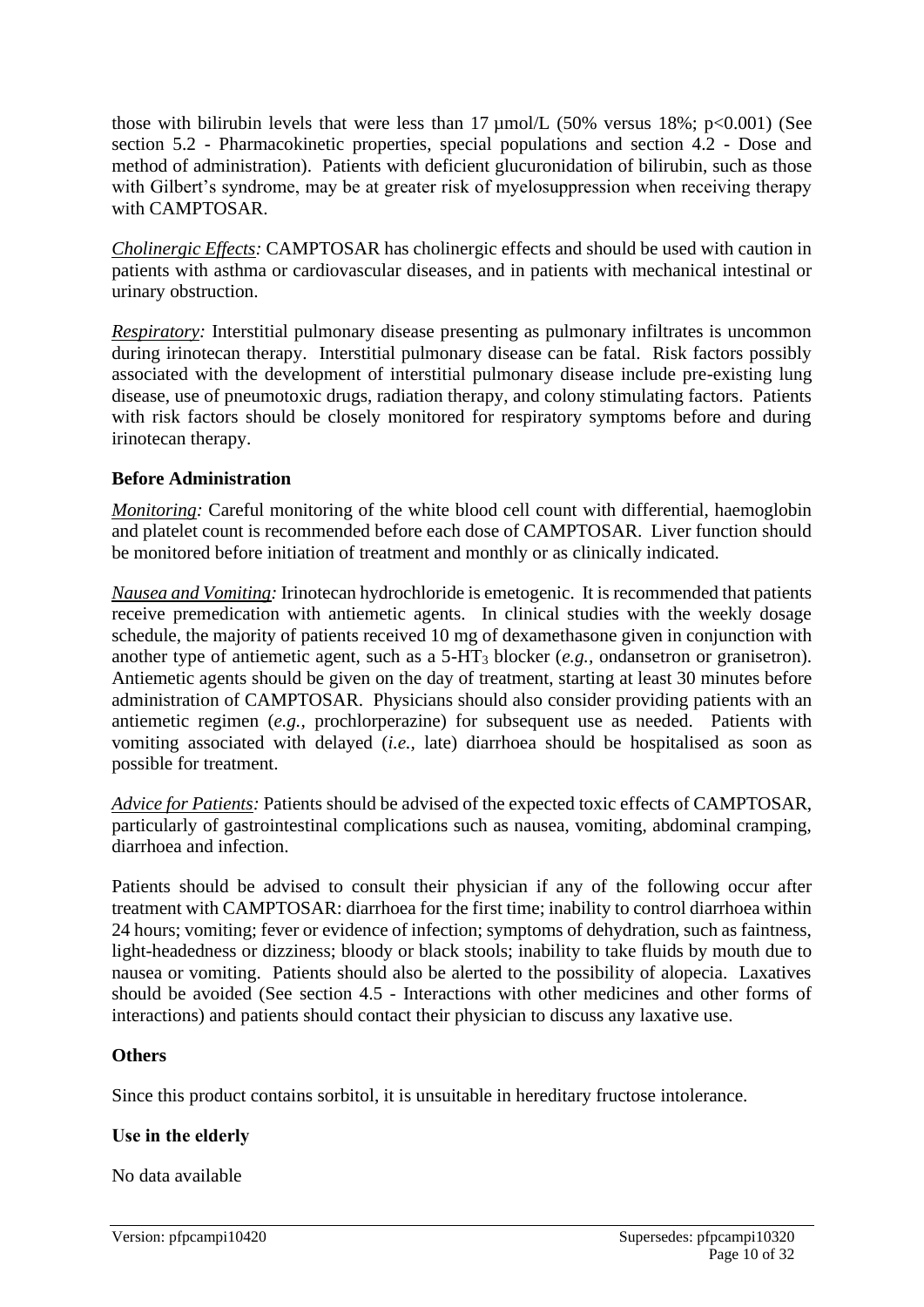those with bilirubin levels that were less than 17 µmol/L (50% versus 18%; $p<0.001$) (See section 5.2 - Pharmacokinetic properties, special populations and section 4.2 - Dose and method of administration). Patients with deficient glucuronidation of bilirubin, such as those with Gilbert's syndrome, may be at greater risk of myelosuppression when receiving therapy with CAMPTOSAR.

*Cholinergic Effects:* CAMPTOSAR has cholinergic effects and should be used with caution in patients with asthma or cardiovascular diseases, and in patients with mechanical intestinal or urinary obstruction.

*Respiratory:* Interstitial pulmonary disease presenting as pulmonary infiltrates is uncommon during irinotecan therapy. Interstitial pulmonary disease can be fatal. Risk factors possibly associated with the development of interstitial pulmonary disease include pre-existing lung disease, use of pneumotoxic drugs, radiation therapy, and colony stimulating factors. Patients with risk factors should be closely monitored for respiratory symptoms before and during irinotecan therapy.

**Before Administration**

*Monitoring:* Careful monitoring of the white blood cell count with differential, haemoglobin and platelet count is recommended before each dose of CAMPTOSAR. Liver function should be monitored before initiation of treatment and monthly or as clinically indicated.

*Nausea and Vomiting:* Irinotecan hydrochloride is emetogenic. It is recommended that patients receive premedication with antiemetic agents. In clinical studies with the weekly dosage schedule, the majority of patients received 10 mg of dexamethasone given in conjunction with another type of antiemetic agent, such as a 5-$HT_3$ blocker (*e.g.,* ondansetron or granisetron). Antiemetic agents should be given on the day of treatment, starting at least 30 minutes before administration of CAMPTOSAR. Physicians should also consider providing patients with an antiemetic regimen (*e.g.,* prochlorperazine) for subsequent use as needed. Patients with vomiting associated with delayed (*i.e.,* late) diarrhoea should be hospitalised as soon as possible for treatment.

*Advice for Patients:* Patients should be advised of the expected toxic effects of CAMPTOSAR, particularly of gastrointestinal complications such as nausea, vomiting, abdominal cramping, diarrhoea and infection.

Patients should be advised to consult their physician if any of the following occur after treatment with CAMPTOSAR: diarrhoea for the first time; inability to control diarrhoea within 24 hours; vomiting; fever or evidence of infection; symptoms of dehydration, such as faintness, light-headedness or dizziness; bloody or black stools; inability to take fluids by mouth due to nausea or vomiting. Patients should also be alerted to the possibility of alopecia. Laxatives should be avoided (See section 4.5 - Interactions with other medicines and other forms of interactions) and patients should contact their physician to discuss any laxative use.

**Others**

Since this product contains sorbitol, it is unsuitable in hereditary fructose intolerance.

**Use in the elderly**

No data available

Version: pfpcampi10420 Supersedes: pfpcampi10320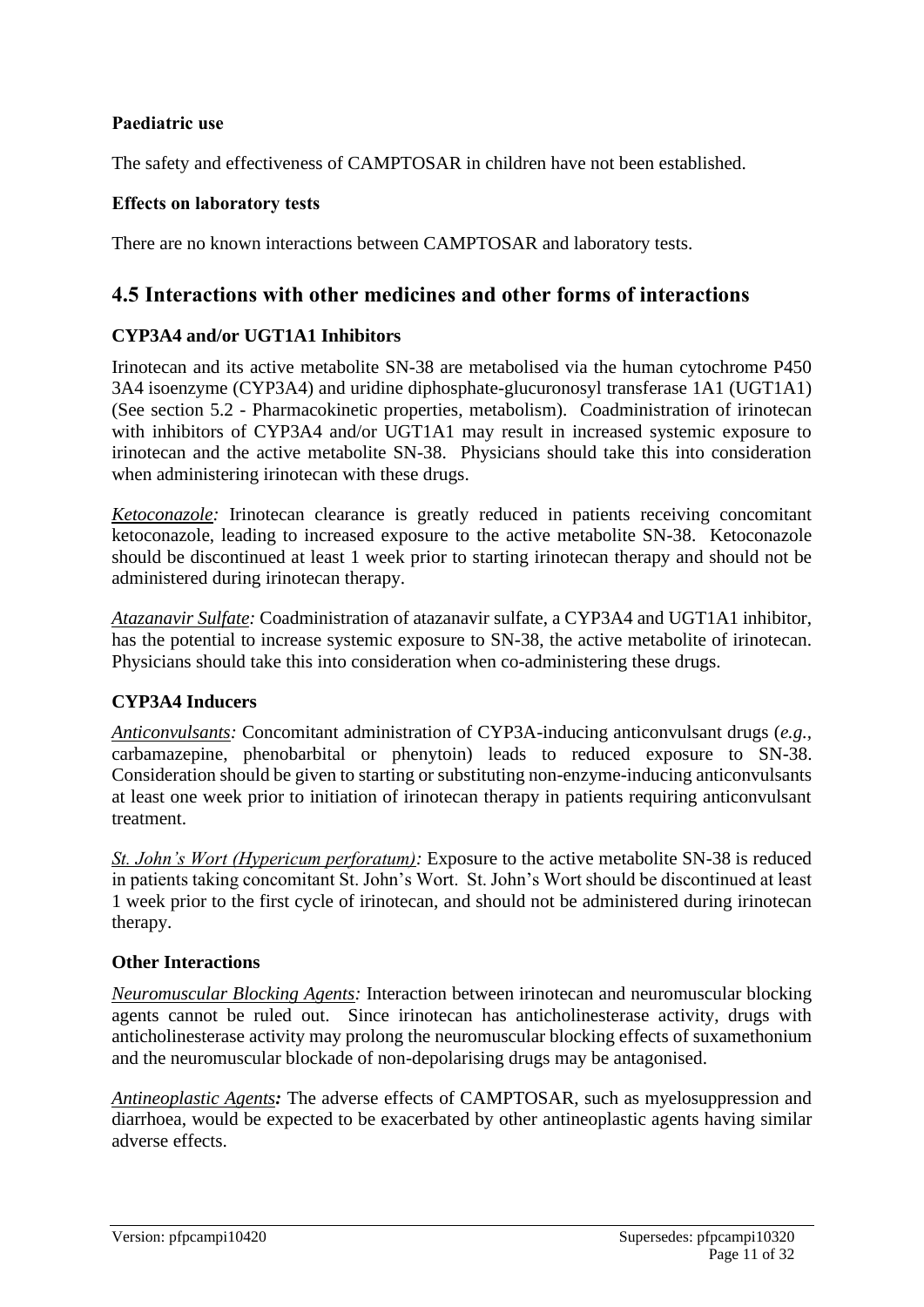**Paediatric use**

The safety and effectiveness of CAMPTOSAR in children have not been established.

**Effects on laboratory tests**

There are no known interactions between CAMPTOSAR and laboratory tests.

## 4.5 Interactions with other medicines and other forms of interactions

### CYP3A4 and/or UGT1A1 Inhibitors

Irinotecan and its active metabolite SN-38 are metabolised via the human cytochrome P450 3A4 isoenzyme (CYP3A4) and uridine diphosphate-glucuronosyl transferase 1A1 (UGT1A1) (See section 5.2 - Pharmacokinetic properties, metabolism). Coadministration of irinotecan with inhibitors of CYP3A4 and/or UGT1A1 may result in increased systemic exposure to irinotecan and the active metabolite SN-38. Physicians should take this into consideration when administering irinotecan with these drugs.

*Ketoconazole:* Irinotecan clearance is greatly reduced in patients receiving concomitant ketoconazole, leading to increased exposure to the active metabolite SN-38. Ketoconazole should be discontinued at least 1 week prior to starting irinotecan therapy and should not be administered during irinotecan therapy.

*Atazanavir Sulfate:* Coadministration of atazanavir sulfate, a CYP3A4 and UGT1A1 inhibitor, has the potential to increase systemic exposure to SN-38, the active metabolite of irinotecan. Physicians should take this into consideration when co-administering these drugs.

### CYP3A4 Inducers

*Anticonvulsants:* Concomitant administration of CYP3A-inducing anticonvulsant drugs (*e.g.*, carbamazepine, phenobarbital or phenytoin) leads to reduced exposure to SN-38. Consideration should be given to starting or substituting non-enzyme-inducing anticonvulsants at least one week prior to initiation of irinotecan therapy in patients requiring anticonvulsant treatment.

*St. John's Wort (Hypericum perforatum):* Exposure to the active metabolite SN-38 is reduced in patients taking concomitant St. John's Wort. St. John's Wort should be discontinued at least 1 week prior to the first cycle of irinotecan, and should not be administered during irinotecan therapy.

### Other Interactions

*Neuromuscular Blocking Agents:* Interaction between irinotecan and neuromuscular blocking agents cannot be ruled out. Since irinotecan has anticholinesterase activity, drugs with anticholinesterase activity may prolong the neuromuscular blocking effects of suxamethonium and the neuromuscular blockade of non-depolarising drugs may be antagonised.

*Antineoplastic Agents:* The adverse effects of CAMPTOSAR, such as myelosuppression and diarrhoea, would be expected to be exacerbated by other antineoplastic agents having similar adverse effects.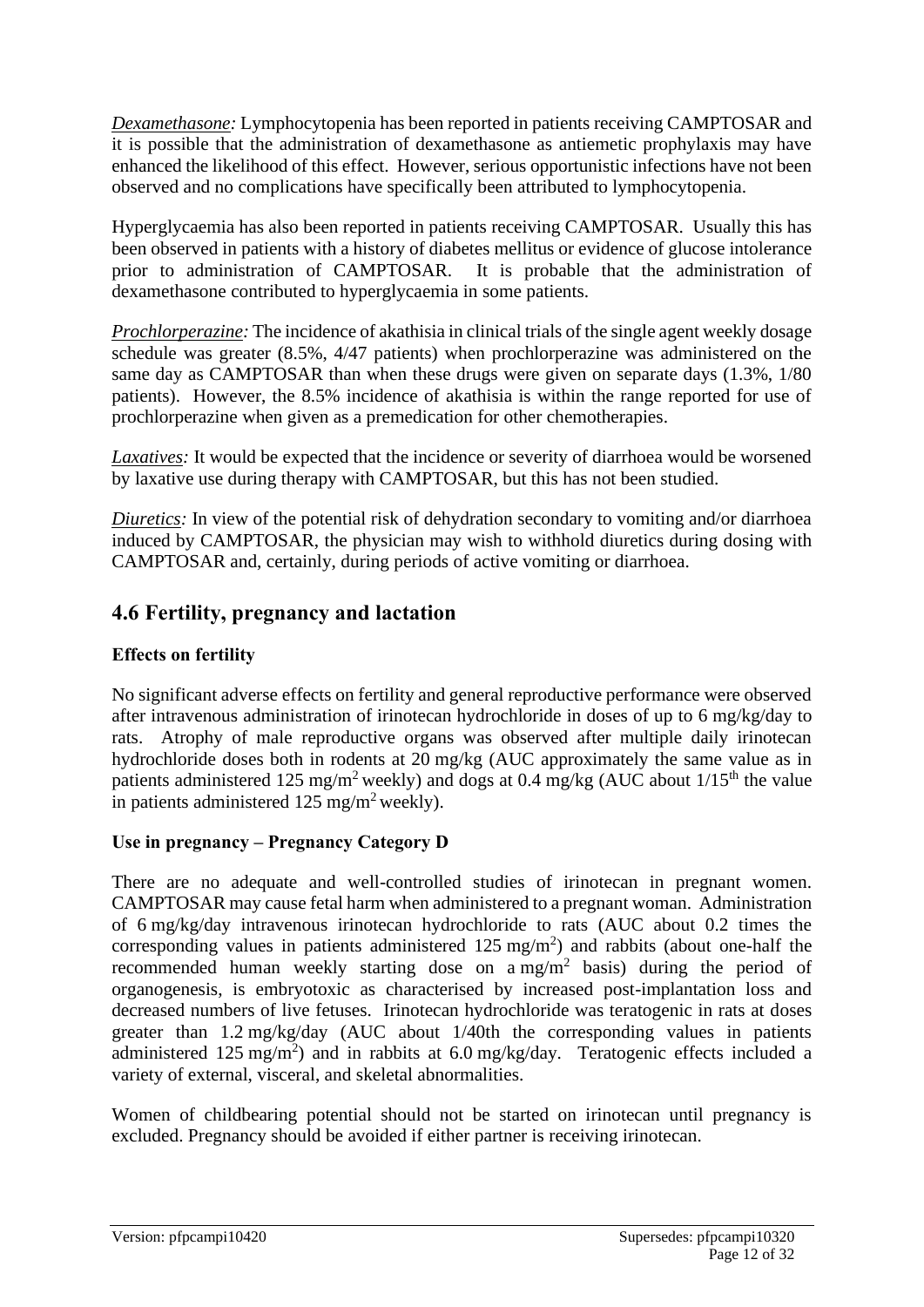*Dexamethasone:* Lymphocytopenia has been reported in patients receiving CAMPTOSAR and it is possible that the administration of dexamethasone as antiemetic prophylaxis may have enhanced the likelihood of this effect. However, serious opportunistic infections have not been observed and no complications have specifically been attributed to lymphocytopenia.

Hyperglycaemia has also been reported in patients receiving CAMPTOSAR. Usually this has been observed in patients with a history of diabetes mellitus or evidence of glucose intolerance prior to administration of CAMPTOSAR. It is probable that the administration of dexamethasone contributed to hyperglycaemia in some patients.

*Prochlorperazine:* The incidence of akathisia in clinical trials of the single agent weekly dosage schedule was greater (8.5%, 4/47 patients) when prochlorperazine was administered on the same day as CAMPTOSAR than when these drugs were given on separate days (1.3%, 1/80 patients). However, the 8.5% incidence of akathisia is within the range reported for use of prochlorperazine when given as a premedication for other chemotherapies.

*Laxatives:* It would be expected that the incidence or severity of diarrhoea would be worsened by laxative use during therapy with CAMPTOSAR, but this has not been studied.

*Diuretics:* In view of the potential risk of dehydration secondary to vomiting and/or diarrhoea induced by CAMPTOSAR, the physician may wish to withhold diuretics during dosing with CAMPTOSAR and, certainly, during periods of active vomiting or diarrhoea.

## 4.6 Fertility, pregnancy and lactation

### Effects on fertility

No significant adverse effects on fertility and general reproductive performance were observed after intravenous administration of irinotecan hydrochloride in doses of up to 6 mg/kg/day to rats. Atrophy of male reproductive organs was observed after multiple daily irinotecan hydrochloride doses both in rodents at 20 mg/kg (AUC approximately the same value as in patients administered 125 mg/m$^2$ weekly) and dogs at 0.4 mg/kg (AUC about 1/15$^{th}$ the value in patients administered 125 mg/m$^2$ weekly).

### Use in pregnancy – Pregnancy Category D

There are no adequate and well-controlled studies of irinotecan in pregnant women. CAMPTOSAR may cause fetal harm when administered to a pregnant woman. Administration of 6 mg/kg/day intravenous irinotecan hydrochloride to rats (AUC about 0.2 times the corresponding values in patients administered 125 mg/m$^2$) and rabbits (about one-half the recommended human weekly starting dose on a mg/m$^2$ basis) during the period of organogenesis, is embryotoxic as characterised by increased post-implantation loss and decreased numbers of live fetuses. Irinotecan hydrochloride was teratogenic in rats at doses greater than 1.2 mg/kg/day (AUC about 1/40th the corresponding values in patients administered 125 mg/m$^2$) and in rabbits at 6.0 mg/kg/day. Teratogenic effects included a variety of external, visceral, and skeletal abnormalities.

Women of childbearing potential should not be started on irinotecan until pregnancy is excluded. Pregnancy should be avoided if either partner is receiving irinotecan.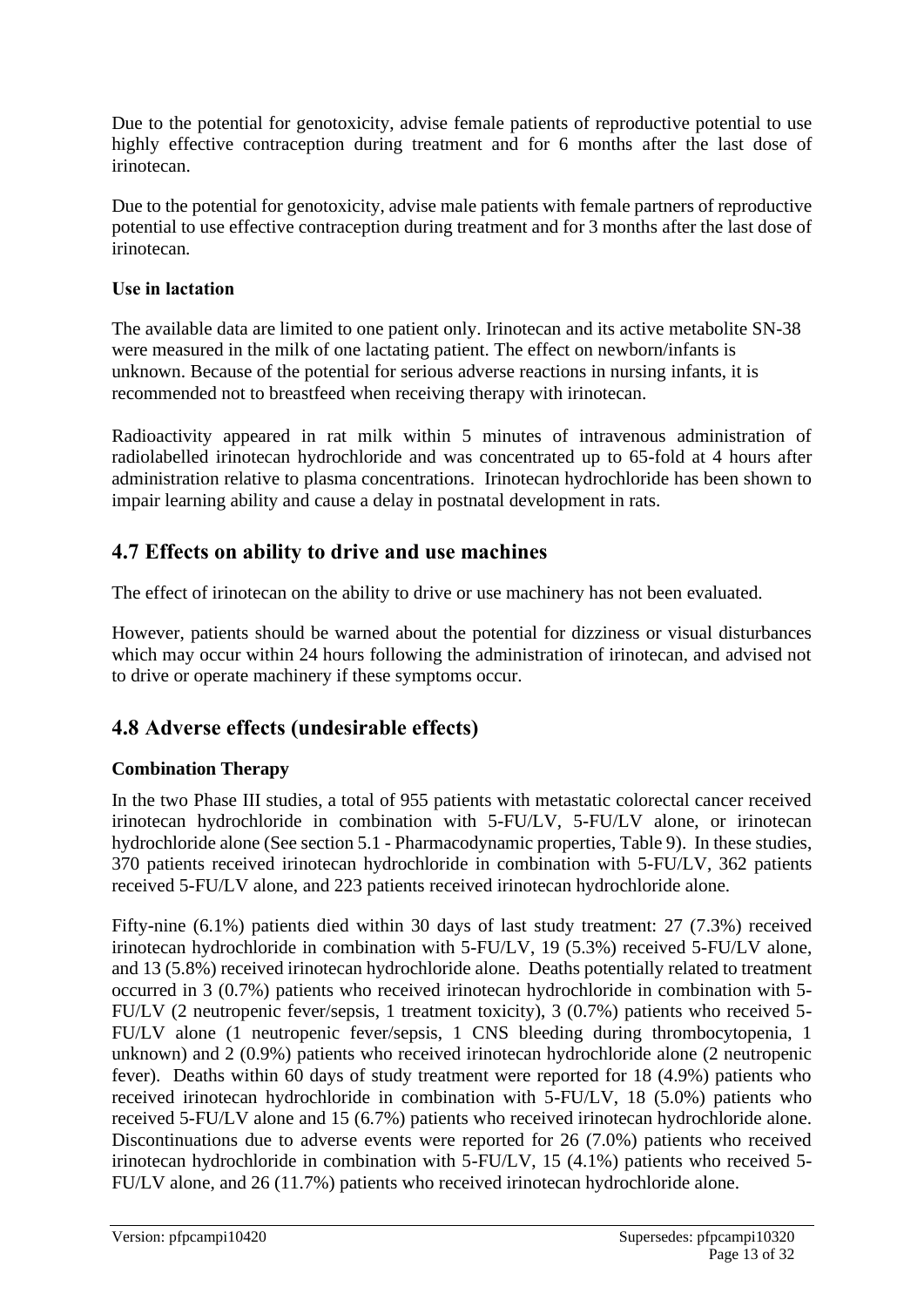Due to the potential for genotoxicity, advise female patients of reproductive potential to use highly effective contraception during treatment and for 6 months after the last dose of irinotecan.

Due to the potential for genotoxicity, advise male patients with female partners of reproductive potential to use effective contraception during treatment and for 3 months after the last dose of irinotecan.

### Use in lactation

The available data are limited to one patient only. Irinotecan and its active metabolite SN-38 were measured in the milk of one lactating patient. The effect on newborn/infants is unknown. Because of the potential for serious adverse reactions in nursing infants, it is recommended not to breastfeed when receiving therapy with irinotecan.

Radioactivity appeared in rat milk within 5 minutes of intravenous administration of radiolabelled irinotecan hydrochloride and was concentrated up to 65-fold at 4 hours after administration relative to plasma concentrations. Irinotecan hydrochloride has been shown to impair learning ability and cause a delay in postnatal development in rats.

## 4.7 Effects on ability to drive and use machines

The effect of irinotecan on the ability to drive or use machinery has not been evaluated.

However, patients should be warned about the potential for dizziness or visual disturbances which may occur within 24 hours following the administration of irinotecan, and advised not to drive or operate machinery if these symptoms occur.

## 4.8 Adverse effects (undesirable effects)

### Combination Therapy

In the two Phase III studies, a total of 955 patients with metastatic colorectal cancer received irinotecan hydrochloride in combination with 5-FU/LV, 5-FU/LV alone, or irinotecan hydrochloride alone (See section 5.1 - Pharmacodynamic properties, Table 9). In these studies, 370 patients received irinotecan hydrochloride in combination with 5-FU/LV, 362 patients received 5-FU/LV alone, and 223 patients received irinotecan hydrochloride alone.

Fifty-nine (6.1%) patients died within 30 days of last study treatment: 27 (7.3%) received irinotecan hydrochloride in combination with 5-FU/LV, 19 (5.3%) received 5-FU/LV alone, and 13 (5.8%) received irinotecan hydrochloride alone. Deaths potentially related to treatment occurred in 3 (0.7%) patients who received irinotecan hydrochloride in combination with 5-FU/LV (2 neutropenic fever/sepsis, 1 treatment toxicity), 3 (0.7%) patients who received 5-FU/LV alone (1 neutropenic fever/sepsis, 1 CNS bleeding during thrombocytopenia, 1 unknown) and 2 (0.9%) patients who received irinotecan hydrochloride alone (2 neutropenic fever). Deaths within 60 days of study treatment were reported for 18 (4.9%) patients who received irinotecan hydrochloride in combination with 5-FU/LV, 18 (5.0%) patients who received 5-FU/LV alone and 15 (6.7%) patients who received irinotecan hydrochloride alone. Discontinuations due to adverse events were reported for 26 (7.0%) patients who received irinotecan hydrochloride in combination with 5-FU/LV, 15 (4.1%) patients who received 5-FU/LV alone, and 26 (11.7%) patients who received irinotecan hydrochloride alone.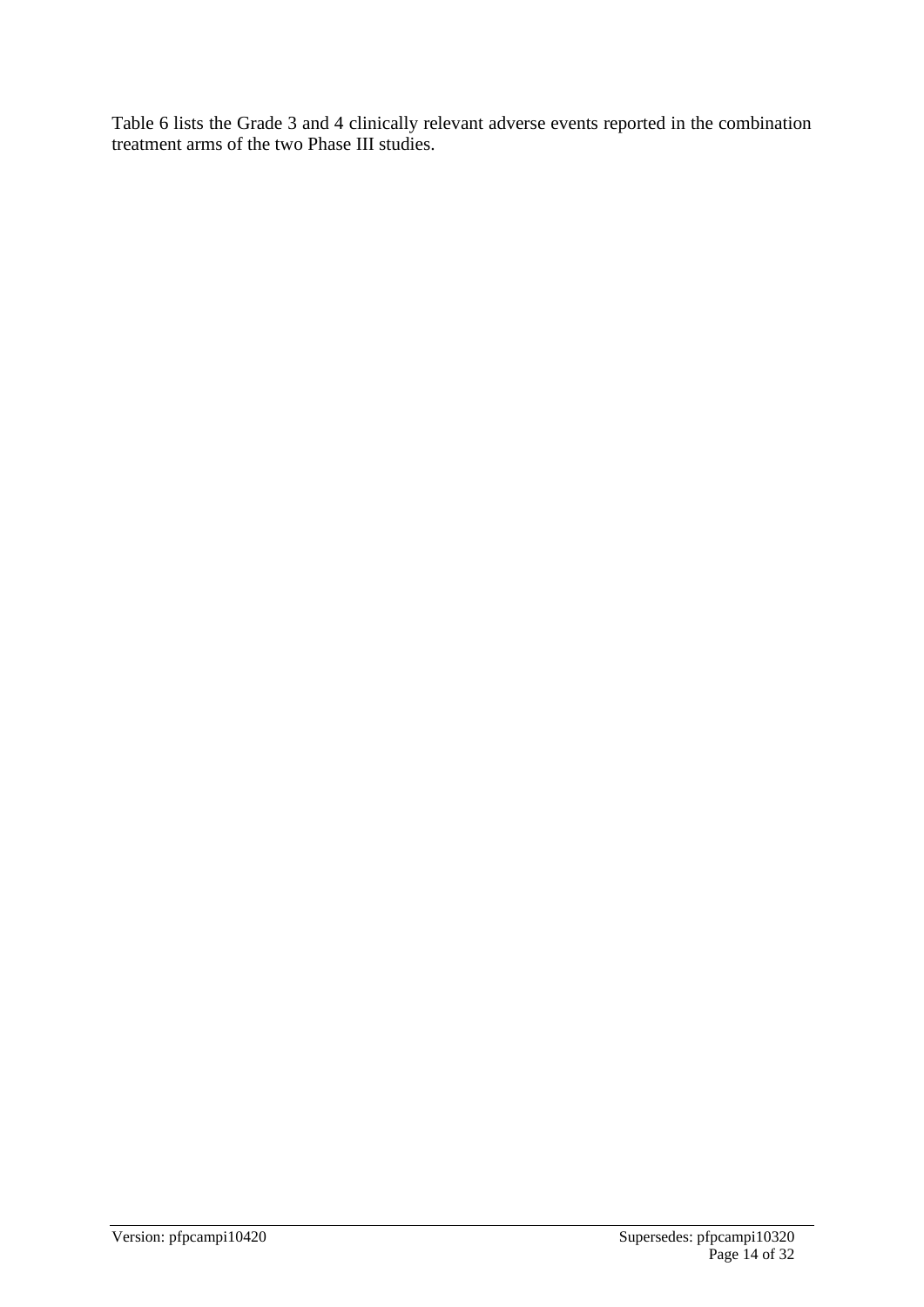Table 6 lists the Grade 3 and 4 clinically relevant adverse events reported in the combination treatment arms of the two Phase III studies.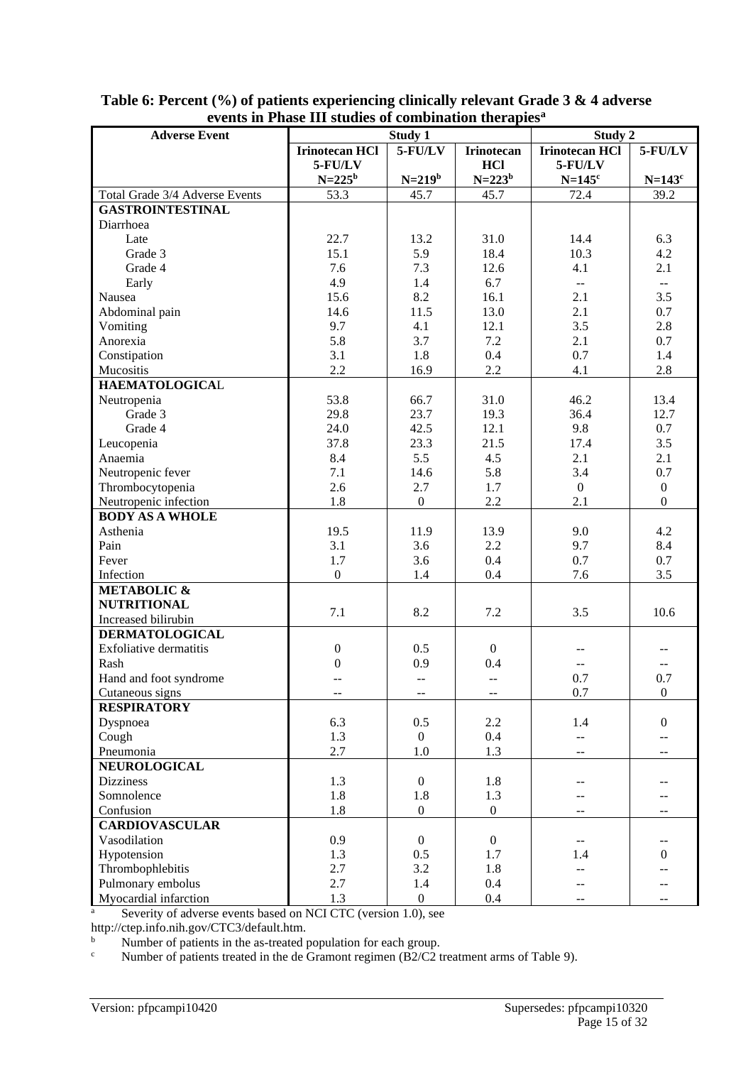**Table 6: Percent (%) of patients experiencing clinically relevant Grade 3 & 4 adverse events in Phase III studies of combination therapies[a]**

| Adverse Event | Study 1 | | | Study 2 | |
|---|---|---|---|---|---|
| | Irinotecan HCl 5-FU/LV N=225[b] | 5-FU/LV N=219[b] | Irinotecan HCl N=223[b] | Irinotecan HCl 5-FU/LV N=145[c] | 5-FU/LV N=143[c] |
| Total Grade 3/4 Adverse Events | 53.3 | 45.7 | 45.7 | 72.4 | 39.2 |
| **GASTROINTESTINAL** | | | | | |
| Diarrhoea | | | | | |
| Late | 22.7 | 13.2 | 31.0 | 14.4 | 6.3 |
| Grade 3 | 15.1 | 5.9 | 18.4 | 10.3 | 4.2 |
| Grade 4 | 7.6 | 7.3 | 12.6 | 4.1 | 2.1 |
| Early | 4.9 | 1.4 | 6.7 | -- | -- |
| Nausea | 15.6 | 8.2 | 16.1 | 2.1 | 3.5 |
| Abdominal pain | 14.6 | 11.5 | 13.0 | 2.1 | 0.7 |
| Vomiting | 9.7 | 4.1 | 12.1 | 3.5 | 2.8 |
| Anorexia | 5.8 | 3.7 | 7.2 | 2.1 | 0.7 |
| Constipation | 3.1 | 1.8 | 0.4 | 0.7 | 1.4 |
| Mucositis | 2.2 | 16.9 | 2.2 | 4.1 | 2.8 |
| **HAEMATOLOGICAL** | | | | | |
| Neutropenia | 53.8 | 66.7 | 31.0 | 46.2 | 13.4 |
| Grade 3 | 29.8 | 23.7 | 19.3 | 36.4 | 12.7 |
| Grade 4 | 24.0 | 42.5 | 12.1 | 9.8 | 0.7 |
| Leucopenia | 37.8 | 23.3 | 21.5 | 17.4 | 3.5 |
| Anaemia | 8.4 | 5.5 | 4.5 | 2.1 | 2.1 |
| Neutropenic fever | 7.1 | 14.6 | 5.8 | 3.4 | 0.7 |
| Thrombocytopenia | 2.6 | 2.7 | 1.7 | 0 | 0 |
| Neutropenic infection | 1.8 | 0 | 2.2 | 2.1 | 0 |
| **BODY AS A WHOLE** | | | | | |
| Asthenia | 19.5 | 11.9 | 13.9 | 9.0 | 4.2 |
| Pain | 3.1 | 3.6 | 2.2 | 9.7 | 8.4 |
| Fever | 1.7 | 3.6 | 0.4 | 0.7 | 0.7 |
| Infection | 0 | 1.4 | 0.4 | 7.6 | 3.5 |
| **METABOLIC & NUTRITIONAL** | | | | | |
| Increased bilirubin | 7.1 | 8.2 | 7.2 | 3.5 | 10.6 |
| **DERMATOLOGICAL** | | | | | |
| Exfoliative dermatitis | 0 | 0.5 | 0 | -- | -- |
| Rash | 0 | 0.9 | 0.4 | -- | -- |
| Hand and foot syndrome | -- | -- | -- | 0.7 | 0.7 |
| Cutaneous signs | -- | -- | -- | 0.7 | 0 |
| **RESPIRATORY** | | | | | |
| Dyspnoea | 6.3 | 0.5 | 2.2 | 1.4 | 0 |
| Cough | 1.3 | 0 | 0.4 | -- | -- |
| Pneumonia | 2.7 | 1.0 | 1.3 | -- | -- |
| **NEUROLOGICAL** | | | | | |
| Dizziness | 1.3 | 0 | 1.8 | -- | -- |
| Somnolence | 1.8 | 1.8 | 1.3 | -- | -- |
| Confusion | 1.8 | 0 | 0 | -- | -- |
| **CARDIOVASCULAR** | | | | | |
| Vasodilation | 0.9 | 0 | 0 | -- | -- |
| Hypotension | 1.3 | 0.5 | 1.7 | 1.4 | 0 |
| Thrombophlebitis | 2.7 | 3.2 | 1.8 | -- | -- |
| Pulmonary embolus | 2.7 | 1.4 | 0.4 | -- | -- |
| Myocardial infarction | 1.3 | 0 | 0.4 | -- | -- |

[a] Severity of adverse events based on NCI CTC (version 1.0), see http://ctep.info.nih.gov/CTC3/default.htm.

[b] Number of patients in the as-treated population for each group.

[c] Number of patients treated in the de Gramont regimen (B2/C2 treatment arms of Table 9).

Version: pfpcampi10420 Supersedes: pfpcampi10320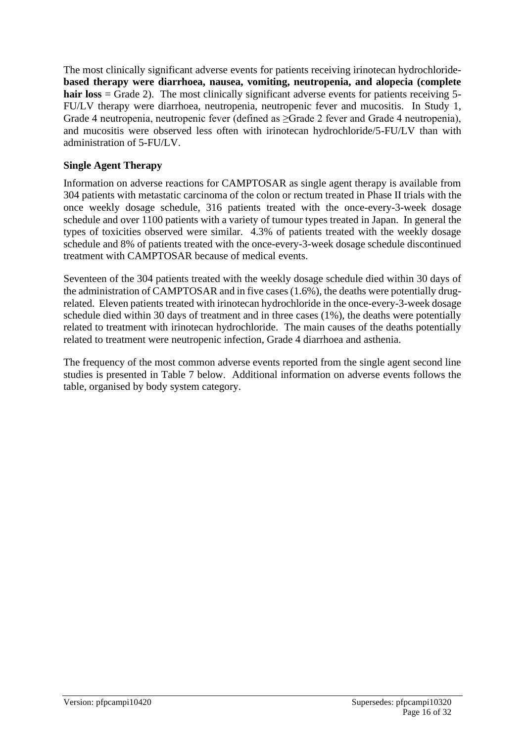The most clinically significant adverse events for patients receiving irinotecan hydrochloride-**based therapy were diarrhoea, nausea, vomiting, neutropenia, and alopecia (complete hair loss** = Grade 2). The most clinically significant adverse events for patients receiving 5-FU/LV therapy were diarrhoea, neutropenia, neutropenic fever and mucositis. In Study 1, Grade 4 neutropenia, neutropenic fever (defined as ≥Grade 2 fever and Grade 4 neutropenia), and mucositis were observed less often with irinotecan hydrochloride/5-FU/LV than with administration of 5-FU/LV.

**Single Agent Therapy**

Information on adverse reactions for CAMPTOSAR as single agent therapy is available from 304 patients with metastatic carcinoma of the colon or rectum treated in Phase II trials with the once weekly dosage schedule, 316 patients treated with the once-every-3-week dosage schedule and over 1100 patients with a variety of tumour types treated in Japan. In general the types of toxicities observed were similar. 4.3% of patients treated with the weekly dosage schedule and 8% of patients treated with the once-every-3-week dosage schedule discontinued treatment with CAMPTOSAR because of medical events.

Seventeen of the 304 patients treated with the weekly dosage schedule died within 30 days of the administration of CAMPTOSAR and in five cases (1.6%), the deaths were potentially drug-related. Eleven patients treated with irinotecan hydrochloride in the once-every-3-week dosage schedule died within 30 days of treatment and in three cases (1%), the deaths were potentially related to treatment with irinotecan hydrochloride. The main causes of the deaths potentially related to treatment were neutropenic infection, Grade 4 diarrhoea and asthenia.

The frequency of the most common adverse events reported from the single agent second line studies is presented in Table 7 below. Additional information on adverse events follows the table, organised by body system category.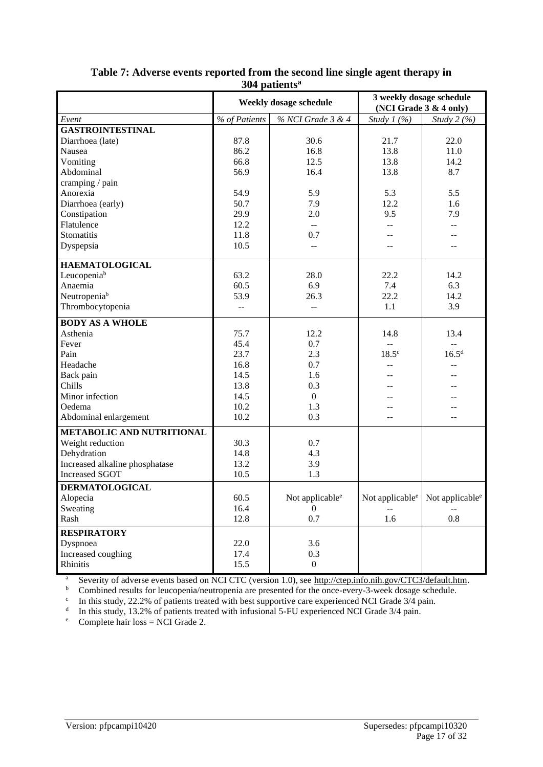**Table 7: Adverse events reported from the second line single agent therapy in 304 patients[a]**

| | Weekly dosage schedule | | 3 weekly dosage schedule (NCI Grade 3 & 4 only) | |
|---|---|---|---|---|
| *Event* | *% of Patients* | *% NCI Grade 3 & 4* | *Study 1 (%)* | *Study 2 (%)* |
| **GASTROINTESTINAL** | | | | |
| Diarrhoea (late) | 87.8 | 30.6 | 21.7 | 22.0 |
| Nausea | 86.2 | 16.8 | 13.8 | 11.0 |
| Vomiting | 66.8 | 12.5 | 13.8 | 14.2 |
| Abdominal cramping / pain | 56.9 | 16.4 | 13.8 | 8.7 |
| Anorexia | 54.9 | 5.9 | 5.3 | 5.5 |
| Diarrhoea (early) | 50.7 | 7.9 | 12.2 | 1.6 |
| Constipation | 29.9 | 2.0 | 9.5 | 7.9 |
| Flatulence | 12.2 | -- | -- | -- |
| Stomatitis | 11.8 | 0.7 | -- | -- |
| Dyspepsia | 10.5 | -- | -- | -- |
| **HAEMATOLOGICAL** | | | | |
| Leucopenia[b] | 63.2 | 28.0 | 22.2 | 14.2 |
| Anaemia | 60.5 | 6.9 | 7.4 | 6.3 |
| Neutropenia[b] | 53.9 | 26.3 | 22.2 | 14.2 |
| Thrombocytopenia | -- | -- | 1.1 | 3.9 |
| **BODY AS A WHOLE** | | | | |
| Asthenia | 75.7 | 12.2 | 14.8 | 13.4 |
| Fever | 45.4 | 0.7 | -- | -- |
| Pain | 23.7 | 2.3 | 18.5[c] | 16.5[d] |
| Headache | 16.8 | 0.7 | -- | -- |
| Back pain | 14.5 | 1.6 | -- | -- |
| Chills | 13.8 | 0.3 | -- | -- |
| Minor infection | 14.5 | 0 | -- | -- |
| Oedema | 10.2 | 1.3 | -- | -- |
| Abdominal enlargement | 10.2 | 0.3 | -- | -- |
| **METABOLIC AND NUTRITIONAL** | | | | |
| Weight reduction | 30.3 | 0.7 | | |
| Dehydration | 14.8 | 4.3 | | |
| Increased alkaline phosphatase | 13.2 | 3.9 | | |
| Increased SGOT | 10.5 | 1.3 | | |
| **DERMATOLOGICAL** | | | | |
| Alopecia | 60.5 | Not applicable[e] | Not applicable[e] | Not applicable[e] |
| Sweating | 16.4 | 0 | -- | -- |
| Rash | 12.8 | 0.7 | 1.6 | 0.8 |
| **RESPIRATORY** | | | | |
| Dyspnoea | 22.0 | 3.6 | | |
| Increased coughing | 17.4 | 0.3 | | |
| Rhinitis | 15.5 | 0 | | |

[a] Severity of adverse events based on NCI CTC (version 1.0), see http://ctep.info.nih.gov/CTC3/default.htm.
[b] Combined results for leucopenia/neutropenia are presented for the once-every-3-week dosage schedule.
[c] In this study, 22.2% of patients treated with best supportive care experienced NCI Grade 3/4 pain.
[d] In this study, 13.2% of patients treated with infusional 5-FU experienced NCI Grade 3/4 pain.
[e] Complete hair loss = NCI Grade 2.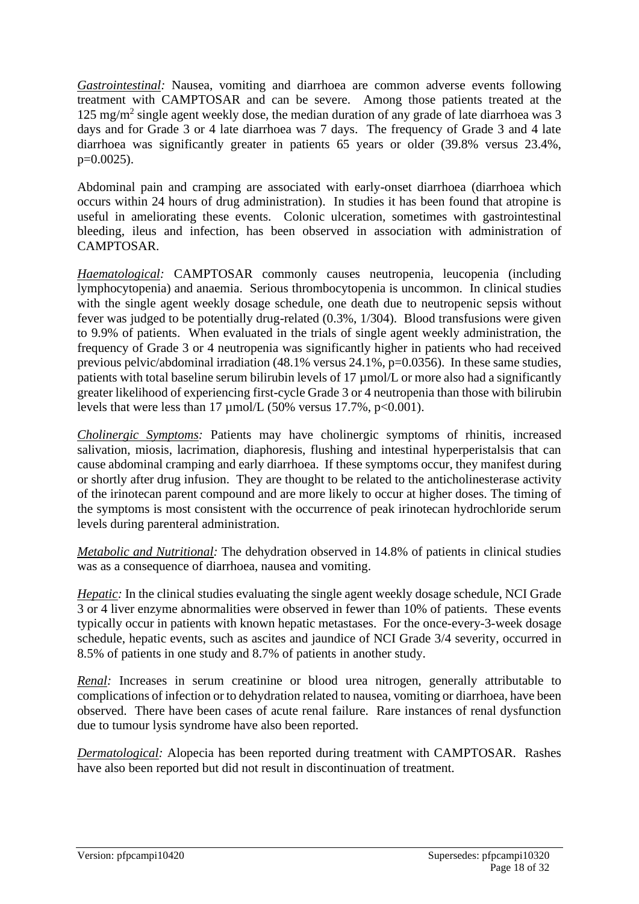*Gastrointestinal:* Nausea, vomiting and diarrhoea are common adverse events following treatment with CAMPTOSAR and can be severe. Among those patients treated at the 125 mg/m$^2$ single agent weekly dose, the median duration of any grade of late diarrhoea was 3 days and for Grade 3 or 4 late diarrhoea was 7 days. The frequency of Grade 3 and 4 late diarrhoea was significantly greater in patients 65 years or older (39.8% versus 23.4%, $p=0.0025$).

Abdominal pain and cramping are associated with early-onset diarrhoea (diarrhoea which occurs within 24 hours of drug administration). In studies it has been found that atropine is useful in ameliorating these events. Colonic ulceration, sometimes with gastrointestinal bleeding, ileus and infection, has been observed in association with administration of CAMPTOSAR.

*Haematological:* CAMPTOSAR commonly causes neutropenia, leucopenia (including lymphocytopenia) and anaemia. Serious thrombocytopenia is uncommon. In clinical studies with the single agent weekly dosage schedule, one death due to neutropenic sepsis without fever was judged to be potentially drug-related (0.3%, 1/304). Blood transfusions were given to 9.9% of patients. When evaluated in the trials of single agent weekly administration, the frequency of Grade 3 or 4 neutropenia was significantly higher in patients who had received previous pelvic/abdominal irradiation (48.1% versus 24.1%, $p=0.0356$). In these same studies, patients with total baseline serum bilirubin levels of 17 µmol/L or more also had a significantly greater likelihood of experiencing first-cycle Grade 3 or 4 neutropenia than those with bilirubin levels that were less than 17 µmol/L (50% versus 17.7%, $p<0.001$).

*Cholinergic Symptoms:* Patients may have cholinergic symptoms of rhinitis, increased salivation, miosis, lacrimation, diaphoresis, flushing and intestinal hyperperistalsis that can cause abdominal cramping and early diarrhoea. If these symptoms occur, they manifest during or shortly after drug infusion. They are thought to be related to the anticholinesterase activity of the irinotecan parent compound and are more likely to occur at higher doses. The timing of the symptoms is most consistent with the occurrence of peak irinotecan hydrochloride serum levels during parenteral administration.

*Metabolic and Nutritional:* The dehydration observed in 14.8% of patients in clinical studies was as a consequence of diarrhoea, nausea and vomiting.

*Hepatic:* In the clinical studies evaluating the single agent weekly dosage schedule, NCI Grade 3 or 4 liver enzyme abnormalities were observed in fewer than 10% of patients. These events typically occur in patients with known hepatic metastases. For the once-every-3-week dosage schedule, hepatic events, such as ascites and jaundice of NCI Grade 3/4 severity, occurred in 8.5% of patients in one study and 8.7% of patients in another study.

*Renal:* Increases in serum creatinine or blood urea nitrogen, generally attributable to complications of infection or to dehydration related to nausea, vomiting or diarrhoea, have been observed. There have been cases of acute renal failure. Rare instances of renal dysfunction due to tumour lysis syndrome have also been reported.

*Dermatological:* Alopecia has been reported during treatment with CAMPTOSAR. Rashes have also been reported but did not result in discontinuation of treatment.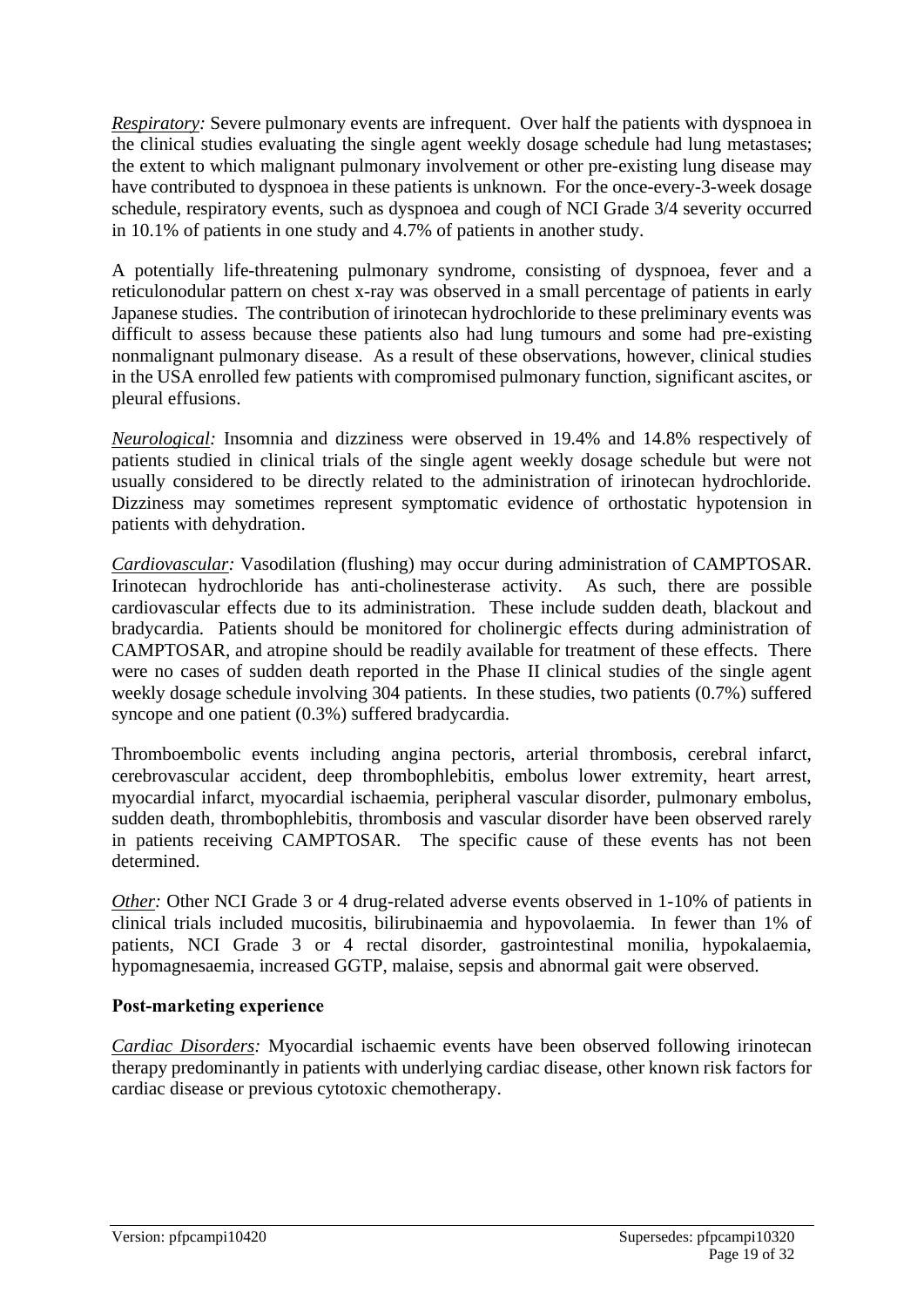*Respiratory:* Severe pulmonary events are infrequent. Over half the patients with dyspnoea in the clinical studies evaluating the single agent weekly dosage schedule had lung metastases; the extent to which malignant pulmonary involvement or other pre-existing lung disease may have contributed to dyspnoea in these patients is unknown. For the once-every-3-week dosage schedule, respiratory events, such as dyspnoea and cough of NCI Grade 3/4 severity occurred in 10.1% of patients in one study and 4.7% of patients in another study.

A potentially life-threatening pulmonary syndrome, consisting of dyspnoea, fever and a reticulonodular pattern on chest x-ray was observed in a small percentage of patients in early Japanese studies. The contribution of irinotecan hydrochloride to these preliminary events was difficult to assess because these patients also had lung tumours and some had pre-existing nonmalignant pulmonary disease. As a result of these observations, however, clinical studies in the USA enrolled few patients with compromised pulmonary function, significant ascites, or pleural effusions.

*Neurological:* Insomnia and dizziness were observed in 19.4% and 14.8% respectively of patients studied in clinical trials of the single agent weekly dosage schedule but were not usually considered to be directly related to the administration of irinotecan hydrochloride. Dizziness may sometimes represent symptomatic evidence of orthostatic hypotension in patients with dehydration.

*Cardiovascular:* Vasodilation (flushing) may occur during administration of CAMPTOSAR. Irinotecan hydrochloride has anti-cholinesterase activity. As such, there are possible cardiovascular effects due to its administration. These include sudden death, blackout and bradycardia. Patients should be monitored for cholinergic effects during administration of CAMPTOSAR, and atropine should be readily available for treatment of these effects. There were no cases of sudden death reported in the Phase II clinical studies of the single agent weekly dosage schedule involving 304 patients. In these studies, two patients (0.7%) suffered syncope and one patient (0.3%) suffered bradycardia.

Thromboembolic events including angina pectoris, arterial thrombosis, cerebral infarct, cerebrovascular accident, deep thrombophlebitis, embolus lower extremity, heart arrest, myocardial infarct, myocardial ischaemia, peripheral vascular disorder, pulmonary embolus, sudden death, thrombophlebitis, thrombosis and vascular disorder have been observed rarely in patients receiving CAMPTOSAR. The specific cause of these events has not been determined.

*Other:* Other NCI Grade 3 or 4 drug-related adverse events observed in 1-10% of patients in clinical trials included mucositis, bilirubinaemia and hypovolaemia. In fewer than 1% of patients, NCI Grade 3 or 4 rectal disorder, gastrointestinal monilia, hypokalaemia, hypomagnesaemia, increased GGTP, malaise, sepsis and abnormal gait were observed.

**Post-marketing experience**

*Cardiac Disorders:* Myocardial ischaemic events have been observed following irinotecan therapy predominantly in patients with underlying cardiac disease, other known risk factors for cardiac disease or previous cytotoxic chemotherapy.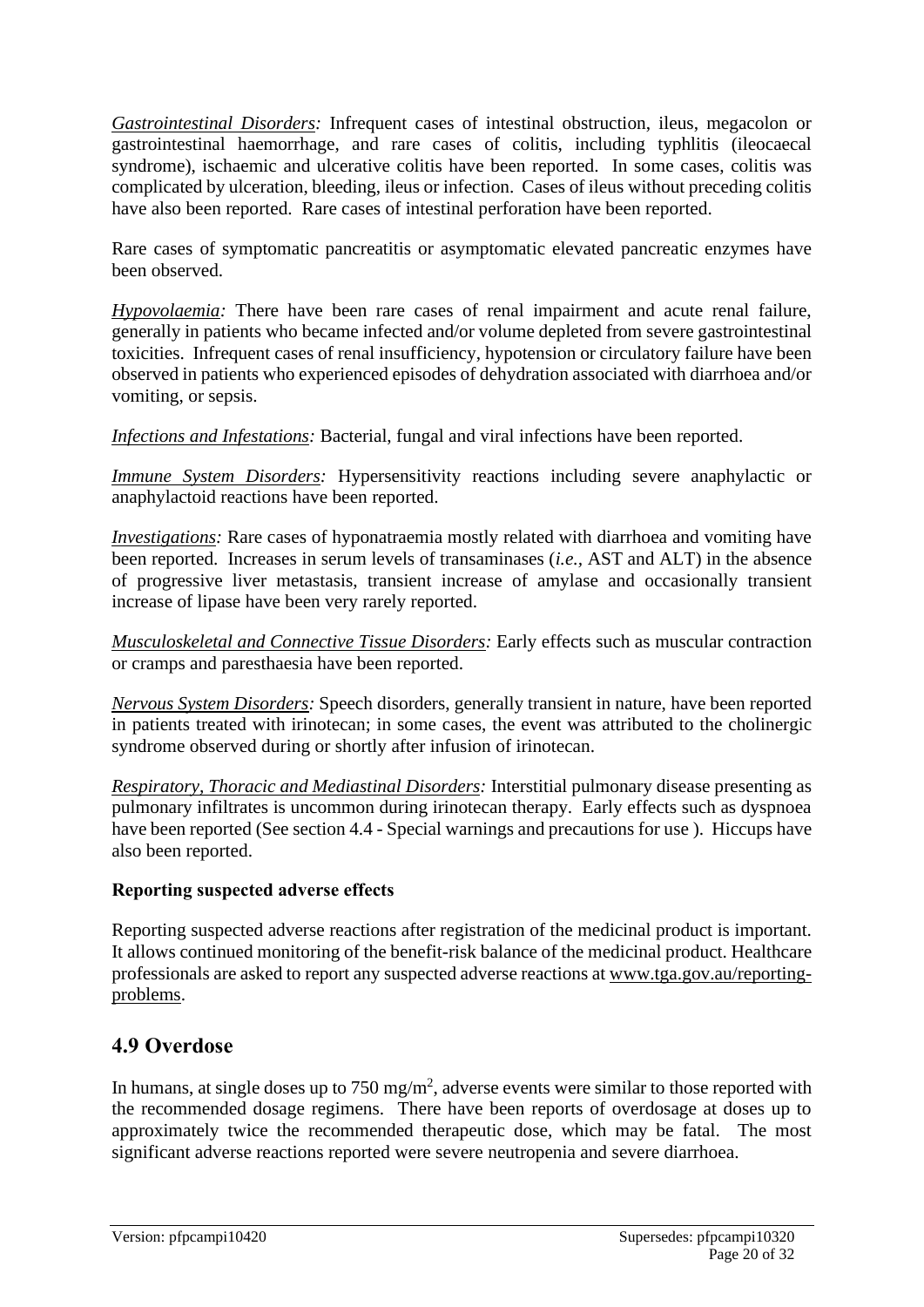*Gastrointestinal Disorders:* Infrequent cases of intestinal obstruction, ileus, megacolon or gastrointestinal haemorrhage, and rare cases of colitis, including typhlitis (ileocaecal syndrome), ischaemic and ulcerative colitis have been reported. In some cases, colitis was complicated by ulceration, bleeding, ileus or infection. Cases of ileus without preceding colitis have also been reported. Rare cases of intestinal perforation have been reported.

Rare cases of symptomatic pancreatitis or asymptomatic elevated pancreatic enzymes have been observed.

*Hypovolaemia:* There have been rare cases of renal impairment and acute renal failure, generally in patients who became infected and/or volume depleted from severe gastrointestinal toxicities. Infrequent cases of renal insufficiency, hypotension or circulatory failure have been observed in patients who experienced episodes of dehydration associated with diarrhoea and/or vomiting, or sepsis.

*Infections and Infestations:* Bacterial, fungal and viral infections have been reported.

*Immune System Disorders:* Hypersensitivity reactions including severe anaphylactic or anaphylactoid reactions have been reported.

*Investigations:* Rare cases of hyponatraemia mostly related with diarrhoea and vomiting have been reported. Increases in serum levels of transaminases (*i.e.,* AST and ALT) in the absence of progressive liver metastasis, transient increase of amylase and occasionally transient increase of lipase have been very rarely reported.

*Musculoskeletal and Connective Tissue Disorders:* Early effects such as muscular contraction or cramps and paresthaesia have been reported.

*Nervous System Disorders:* Speech disorders, generally transient in nature, have been reported in patients treated with irinotecan; in some cases, the event was attributed to the cholinergic syndrome observed during or shortly after infusion of irinotecan.

*Respiratory, Thoracic and Mediastinal Disorders:* Interstitial pulmonary disease presenting as pulmonary infiltrates is uncommon during irinotecan therapy. Early effects such as dyspnoea have been reported (See section 4.4 - Special warnings and precautions for use ). Hiccups have also been reported.

**Reporting suspected adverse effects**

Reporting suspected adverse reactions after registration of the medicinal product is important. It allows continued monitoring of the benefit-risk balance of the medicinal product. Healthcare professionals are asked to report any suspected adverse reactions at www.tga.gov.au/reporting-problems.

## 4.9 Overdose

In humans, at single doses up to 750 mg/m$^2$, adverse events were similar to those reported with the recommended dosage regimens. There have been reports of overdosage at doses up to approximately twice the recommended therapeutic dose, which may be fatal. The most significant adverse reactions reported were severe neutropenia and severe diarrhoea.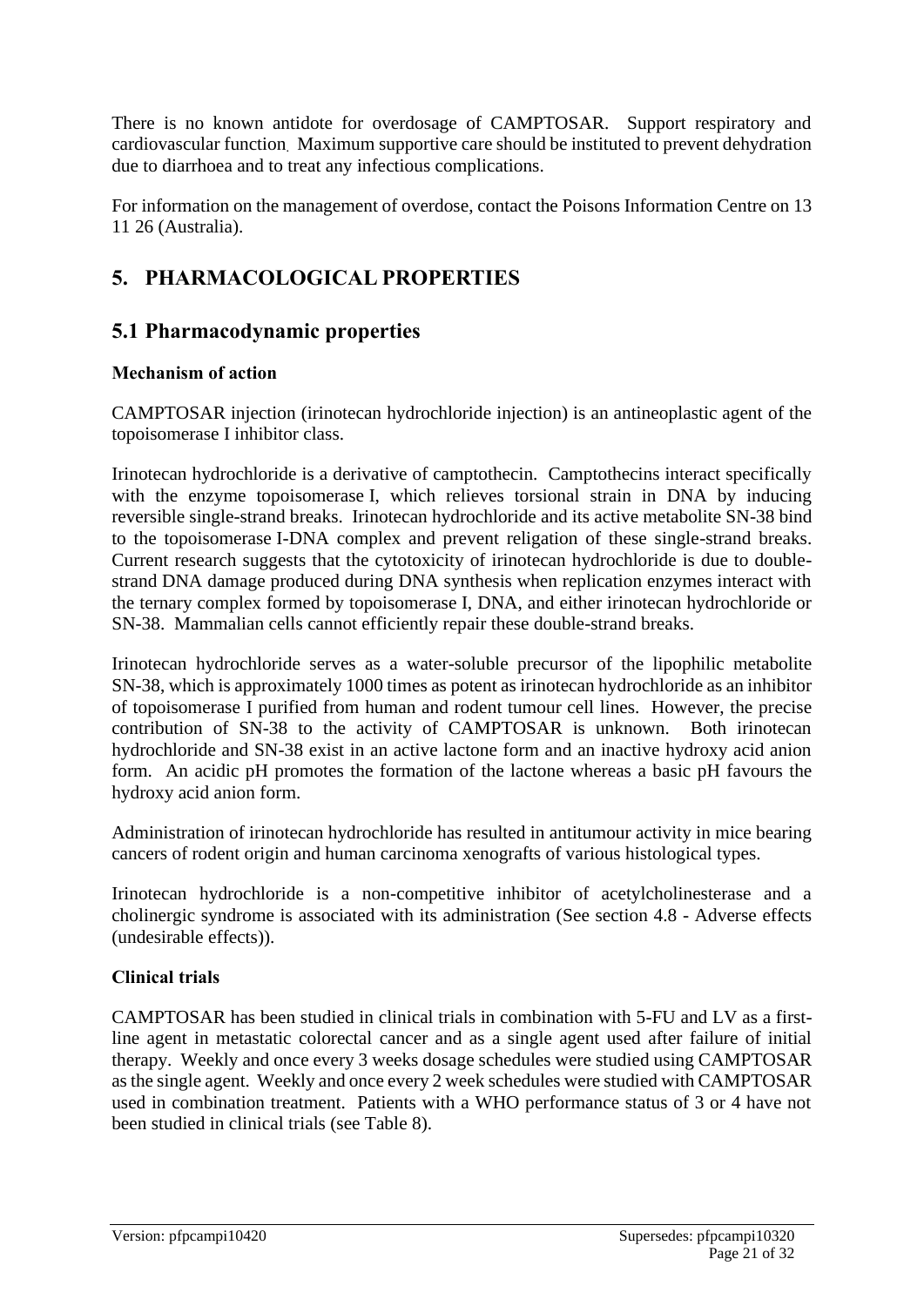There is no known antidote for overdosage of CAMPTOSAR. Support respiratory and cardiovascular function. Maximum supportive care should be instituted to prevent dehydration due to diarrhoea and to treat any infectious complications.

For information on the management of overdose, contact the Poisons Information Centre on 13 11 26 (Australia).

# 5. PHARMACOLOGICAL PROPERTIES

## 5.1 Pharmacodynamic properties

### Mechanism of action

CAMPTOSAR injection (irinotecan hydrochloride injection) is an antineoplastic agent of the topoisomerase I inhibitor class.

Irinotecan hydrochloride is a derivative of camptothecin. Camptothecins interact specifically with the enzyme topoisomerase I, which relieves torsional strain in DNA by inducing reversible single-strand breaks. Irinotecan hydrochloride and its active metabolite SN-38 bind to the topoisomerase I-DNA complex and prevent religation of these single-strand breaks. Current research suggests that the cytotoxicity of irinotecan hydrochloride is due to double-strand DNA damage produced during DNA synthesis when replication enzymes interact with the ternary complex formed by topoisomerase I, DNA, and either irinotecan hydrochloride or SN-38. Mammalian cells cannot efficiently repair these double-strand breaks.

Irinotecan hydrochloride serves as a water-soluble precursor of the lipophilic metabolite SN-38, which is approximately 1000 times as potent as irinotecan hydrochloride as an inhibitor of topoisomerase I purified from human and rodent tumour cell lines. However, the precise contribution of SN-38 to the activity of CAMPTOSAR is unknown. Both irinotecan hydrochloride and SN-38 exist in an active lactone form and an inactive hydroxy acid anion form. An acidic pH promotes the formation of the lactone whereas a basic pH favours the hydroxy acid anion form.

Administration of irinotecan hydrochloride has resulted in antitumour activity in mice bearing cancers of rodent origin and human carcinoma xenografts of various histological types.

Irinotecan hydrochloride is a non-competitive inhibitor of acetylcholinesterase and a cholinergic syndrome is associated with its administration (See section 4.8 - Adverse effects (undesirable effects)).

### Clinical trials

CAMPTOSAR has been studied in clinical trials in combination with 5-FU and LV as a first-line agent in metastatic colorectal cancer and as a single agent used after failure of initial therapy. Weekly and once every 3 weeks dosage schedules were studied using CAMPTOSAR as the single agent. Weekly and once every 2 week schedules were studied with CAMPTOSAR used in combination treatment. Patients with a WHO performance status of 3 or 4 have not been studied in clinical trials (see Table 8).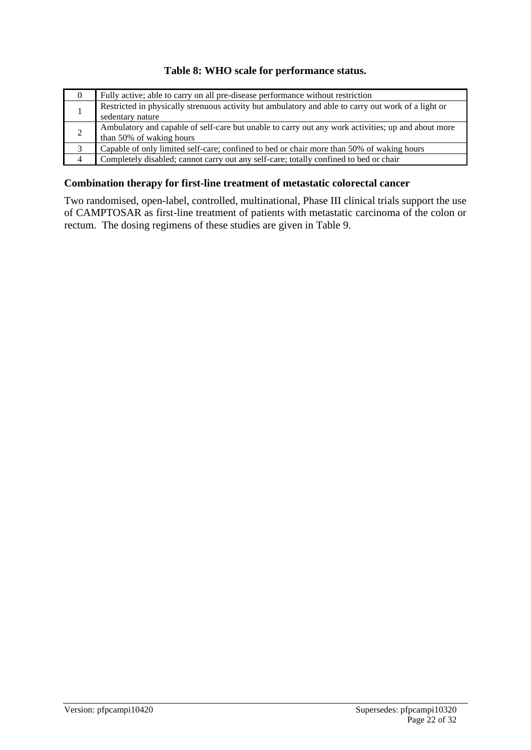**Table 8: WHO scale for performance status.**

| | |
|---|---|
| 0 | Fully active; able to carry on all pre-disease performance without restriction |
| 1 | Restricted in physically strenuous activity but ambulatory and able to carry out work of a light or sedentary nature |
| 2 | Ambulatory and capable of self-care but unable to carry out any work activities; up and about more than 50% of waking hours |
| 3 | Capable of only limited self-care; confined to bed or chair more than 50% of waking hours |
| 4 | Completely disabled; cannot carry out any self-care; totally confined to bed or chair |

### Combination therapy for first-line treatment of metastatic colorectal cancer

Two randomised, open-label, controlled, multinational, Phase III clinical trials support the use of CAMPTOSAR as first-line treatment of patients with metastatic carcinoma of the colon or rectum. The dosing regimens of these studies are given in Table 9.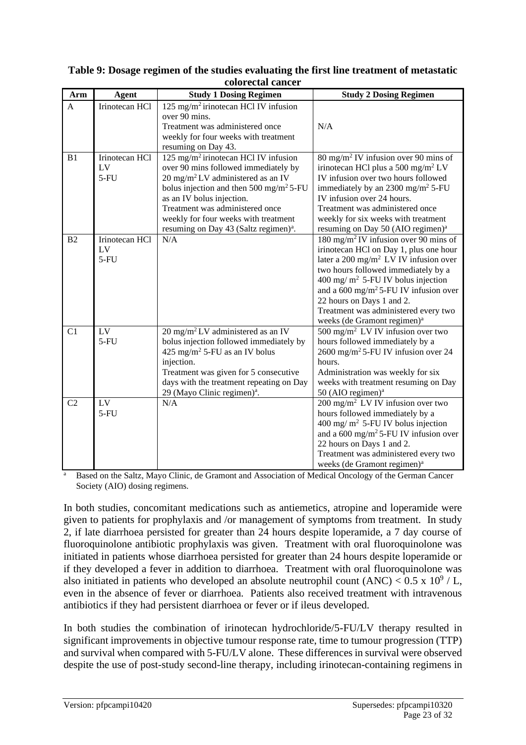**Table 9: Dosage regimen of the studies evaluating the first line treatment of metastatic colorectal cancer**

| Arm | Agent | Study 1 Dosing Regimen | Study 2 Dosing Regimen |
|---|---|---|---|
| A | Irinotecan HCl | 125 mg/m² irinotecan HCl IV infusion over 90 mins. Treatment was administered once weekly for four weeks with treatment resuming on Day 43. | N/A |
| B1 | Irinotecan HCl LV 5-FU | 125 mg/m² irinotecan HCl IV infusion over 90 mins followed immediately by 20 mg/m² LV administered as an IV bolus injection and then 500 mg/m² 5-FU as an IV bolus injection. Treatment was administered once weekly for four weeks with treatment resuming on Day 43 (Saltz regimen)[a]. | 80 mg/m² IV infusion over 90 mins of irinotecan HCl plus a 500 mg/m² LV IV infusion over two hours followed immediately by an 2300 mg/m² 5-FU IV infusion over 24 hours. Treatment was administered once weekly for six weeks with treatment resuming on Day 50 (AIO regimen)[a] |
| B2 | Irinotecan HCl LV 5-FU | N/A | 180 mg/m² IV infusion over 90 mins of irinotecan HCl on Day 1, plus one hour later a 200 mg/m² LV IV infusion over two hours followed immediately by a 400 mg/ m² 5-FU IV bolus injection and a 600 mg/m² 5-FU IV infusion over 22 hours on Days 1 and 2. Treatment was administered every two weeks (de Gramont regimen)[a] |
| C1 | LV 5-FU | 20 mg/m² LV administered as an IV bolus injection followed immediately by 425 mg/m² 5-FU as an IV bolus injection. Treatment was given for 5 consecutive days with the treatment repeating on Day 29 (Mayo Clinic regimen)[a]. | 500 mg/m² LV IV infusion over two hours followed immediately by a 2600 mg/m² 5-FU IV infusion over 24 hours. Administration was weekly for six weeks with treatment resuming on Day 50 (AIO regimen)[a] |
| C2 | LV 5-FU | N/A | 200 mg/m² LV IV infusion over two hours followed immediately by a 400 mg/ m² 5-FU IV bolus injection and a 600 mg/m² 5-FU IV infusion over 22 hours on Days 1 and 2. Treatment was administered every two weeks (de Gramont regimen)[a] |

[a] Based on the Saltz, Mayo Clinic, de Gramont and Association of Medical Oncology of the German Cancer Society (AIO) dosing regimens.

In both studies, concomitant medications such as antiemetics, atropine and loperamide were given to patients for prophylaxis and /or management of symptoms from treatment. In study 2, if late diarrhoea persisted for greater than 24 hours despite loperamide, a 7 day course of fluoroquinolone antibiotic prophylaxis was given. Treatment with oral fluoroquinolone was initiated in patients whose diarrhoea persisted for greater than 24 hours despite loperamide or if they developed a fever in addition to diarrhoea. Treatment with oral fluoroquinolone was also initiated in patients who developed an absolute neutrophil count (ANC) $< 0.5 \times 10^9$ / L, even in the absence of fever or diarrhoea. Patients also received treatment with intravenous antibiotics if they had persistent diarrhoea or fever or if ileus developed.

In both studies the combination of irinotecan hydrochloride/5-FU/LV therapy resulted in significant improvements in objective tumour response rate, time to tumour progression (TTP) and survival when compared with 5-FU/LV alone. These differences in survival were observed despite the use of post-study second-line therapy, including irinotecan-containing regimens in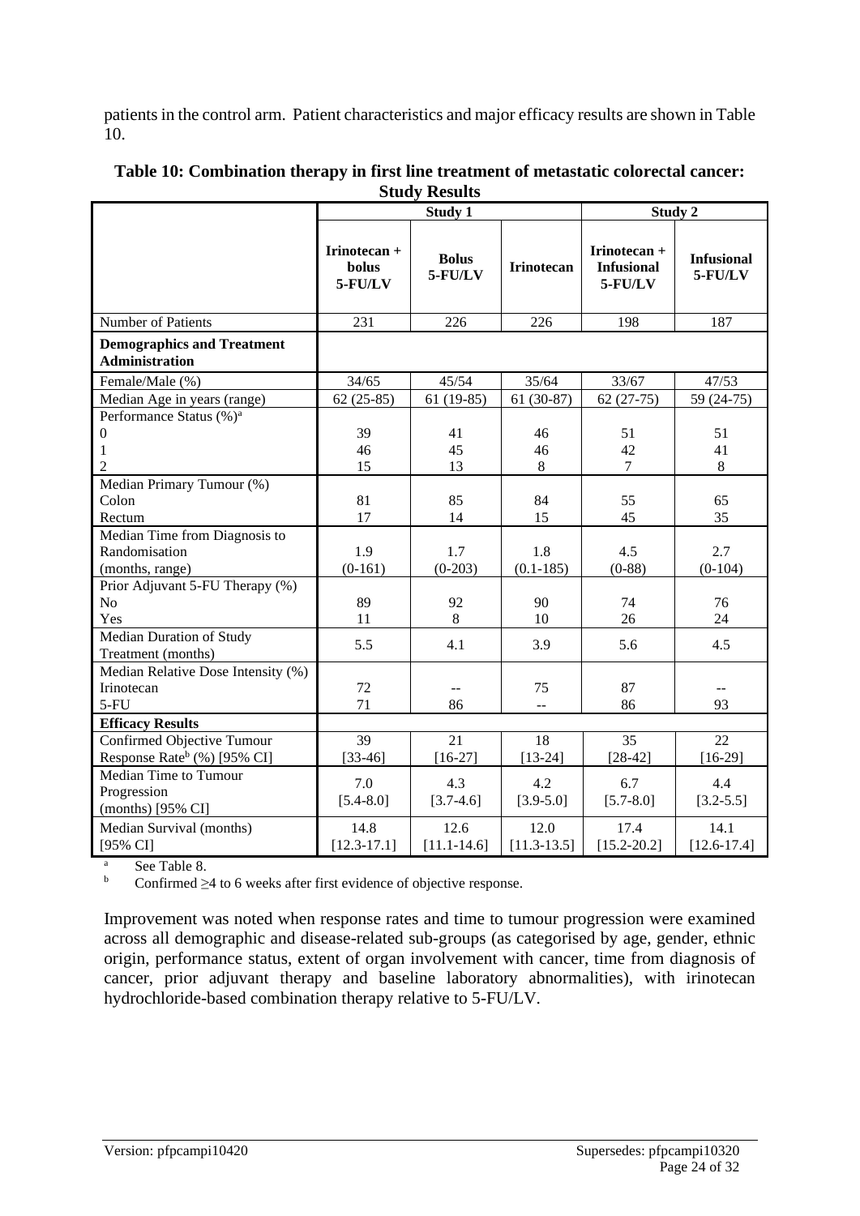patients in the control arm. Patient characteristics and major efficacy results are shown in Table 10.

**Table 10: Combination therapy in first line treatment of metastatic colorectal cancer: Study Results**

| | Study 1 | | | Study 2 | |
|---|---|---|---|---|---|
| | **Irinotecan + bolus 5-FU/LV** | **Bolus 5-FU/LV** | **Irinotecan** | **Irinotecan + Infusional 5-FU/LV** | **Infusional 5-FU/LV** |
| Number of Patients | 231 | 226 | 226 | 198 | 187 |
| **Demographics and Treatment Administration** | | | | | |
| Female/Male (%) | 34/65 | 45/54 | 35/64 | 33/67 | 47/53 |
| Median Age in years (range) | 62 (25-85) | 61 (19-85) | 61 (30-87) | 62 (27-75) | 59 (24-75) |
| Performance Status (%)[a] | | | | | |
| 0 | 39 | 41 | 46 | 51 | 51 |
| 1 | 46 | 45 | 46 | 42 | 41 |
| 2 | 15 | 13 | 8 | 7 | 8 |
| Median Primary Tumour (%) | | | | | |
| Colon | 81 | 85 | 84 | 55 | 65 |
| Rectum | 17 | 14 | 15 | 45 | 35 |
| Median Time from Diagnosis to Randomisation (months, range) | 1.9 (0-161) | 1.7 (0-203) | 1.8 (0.1-185) | 4.5 (0-88) | 2.7 (0-104) |
| Prior Adjuvant 5-FU Therapy (%) | | | | | |
| No | 89 | 92 | 90 | 74 | 76 |
| Yes | 11 | 8 | 10 | 26 | 24 |
| Median Duration of Study Treatment (months) | 5.5 | 4.1 | 3.9 | 5.6 | 4.5 |
| Median Relative Dose Intensity (%) | | | | | |
| Irinotecan | 72 | -- | 75 | 87 | -- |
| 5-FU | 71 | 86 | -- | 86 | 93 |
| **Efficacy Results** | | | | | |
| Confirmed Objective Tumour Response Rate[b] (%) [95% CI] | 39 [33-46] | 21 [16-27] | 18 [13-24] | 35 [28-42] | 22 [16-29] |
| Median Time to Tumour Progression (months) [95% CI] | 7.0 [5.4-8.0] | 4.3 [3.7-4.6] | 4.2 [3.9-5.0] | 6.7 [5.7-8.0] | 4.4 [3.2-5.5] |
| Median Survival (months) [95% CI] | 14.8 [12.3-17.1] | 12.6 [11.1-14.6] | 12.0 [11.3-13.5] | 17.4 [15.2-20.2] | 14.1 [12.6-17.4] |

[a] See Table 8.

[b] Confirmed ≥4 to 6 weeks after first evidence of objective response.

Improvement was noted when response rates and time to tumour progression were examined across all demographic and disease-related sub-groups (as categorised by age, gender, ethnic origin, performance status, extent of organ involvement with cancer, time from diagnosis of cancer, prior adjuvant therapy and baseline laboratory abnormalities), with irinotecan hydrochloride-based combination therapy relative to 5-FU/LV.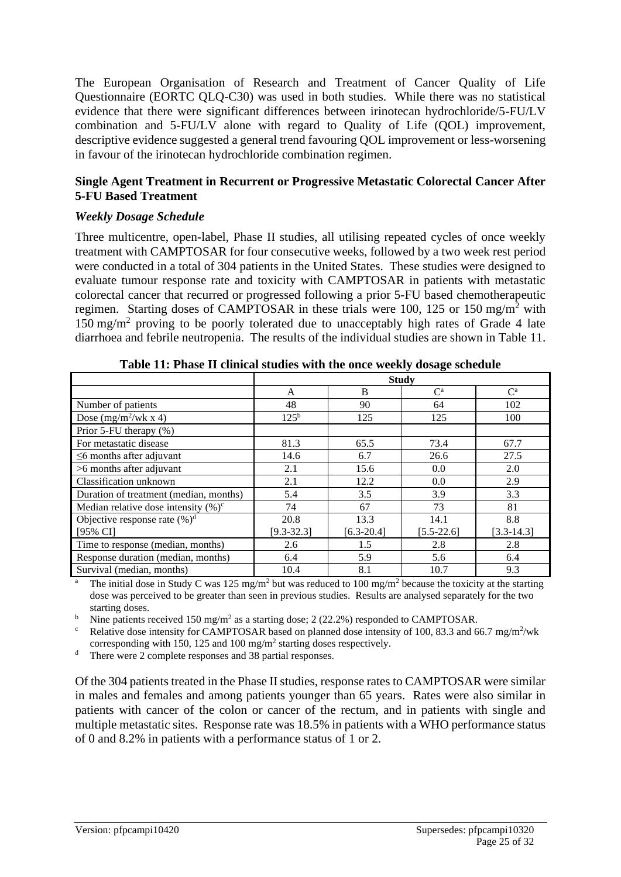The European Organisation of Research and Treatment of Cancer Quality of Life Questionnaire (EORTC QLQ-C30) was used in both studies. While there was no statistical evidence that there were significant differences between irinotecan hydrochloride/5-FU/LV combination and 5-FU/LV alone with regard to Quality of Life (QOL) improvement, descriptive evidence suggested a general trend favouring QOL improvement or less-worsening in favour of the irinotecan hydrochloride combination regimen.

**Single Agent Treatment in Recurrent or Progressive Metastatic Colorectal Cancer After 5-FU Based Treatment**

***Weekly Dosage Schedule***

Three multicentre, open-label, Phase II studies, all utilising repeated cycles of once weekly treatment with CAMPTOSAR for four consecutive weeks, followed by a two week rest period were conducted in a total of 304 patients in the United States. These studies were designed to evaluate tumour response rate and toxicity with CAMPTOSAR in patients with metastatic colorectal cancer that recurred or progressed following a prior 5-FU based chemotherapeutic regimen. Starting doses of CAMPTOSAR in these trials were 100, 125 or 150 mg/m$^2$ with 150 mg/m$^2$ proving to be poorly tolerated due to unacceptably high rates of Grade 4 late diarrhoea and febrile neutropenia. The results of the individual studies are shown in Table 11.

**Table 11: Phase II clinical studies with the once weekly dosage schedule**

| | Study | | | |
|---|---|---|---|---|
| | A | B | C[a] | C[a] |
| Number of patients | 48 | 90 | 64 | 102 |
| Dose (mg/m$^2$/wk x 4) | 125[b] | 125 | 125 | 100 |
| Prior 5-FU therapy (%) | | | | |
| For metastatic disease | 81.3 | 65.5 | 73.4 | 67.7 |
| ≤6 months after adjuvant | 14.6 | 6.7 | 26.6 | 27.5 |
| >6 months after adjuvant | 2.1 | 15.6 | 0.0 | 2.0 |
| Classification unknown | 2.1 | 12.2 | 0.0 | 2.9 |
| Duration of treatment (median, months) | 5.4 | 3.5 | 3.9 | 3.3 |
| Median relative dose intensity (%)[c] | 74 | 67 | 73 | 81 |
| Objective response rate (%)[d] [95% CI] | 20.8 [9.3-32.3] | 13.3 [6.3-20.4] | 14.1 [5.5-22.6] | 8.8 [3.3-14.3] |
| Time to response (median, months) | 2.6 | 1.5 | 2.8 | 2.8 |
| Response duration (median, months) | 6.4 | 5.9 | 5.6 | 6.4 |
| Survival (median, months) | 10.4 | 8.1 | 10.7 | 9.3 |

[a] The initial dose in Study C was 125 mg/m$^2$ but was reduced to 100 mg/m$^2$ because the toxicity at the starting dose was perceived to be greater than seen in previous studies. Results are analysed separately for the two starting doses.

[b] Nine patients received 150 mg/m$^2$ as a starting dose; 2 (22.2%) responded to CAMPTOSAR.

[c] Relative dose intensity for CAMPTOSAR based on planned dose intensity of 100, 83.3 and 66.7 mg/m$^2$/wk corresponding with 150, 125 and 100 mg/m$^2$ starting doses respectively.

[d] There were 2 complete responses and 38 partial responses.

Of the 304 patients treated in the Phase II studies, response rates to CAMPTOSAR were similar in males and females and among patients younger than 65 years. Rates were also similar in patients with cancer of the colon or cancer of the rectum, and in patients with single and multiple metastatic sites. Response rate was 18.5% in patients with a WHO performance status of 0 and 8.2% in patients with a performance status of 1 or 2.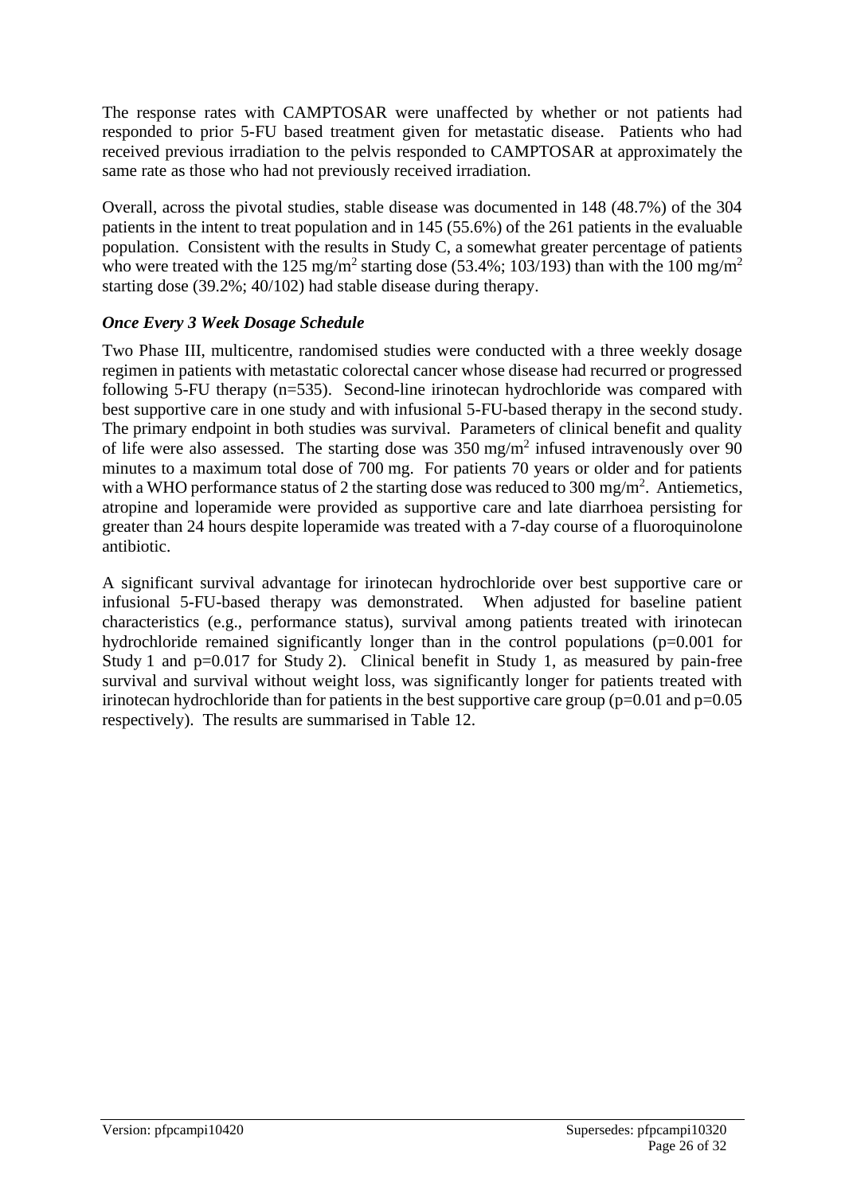The response rates with CAMPTOSAR were unaffected by whether or not patients had responded to prior 5-FU based treatment given for metastatic disease. Patients who had received previous irradiation to the pelvis responded to CAMPTOSAR at approximately the same rate as those who had not previously received irradiation.

Overall, across the pivotal studies, stable disease was documented in 148 (48.7%) of the 304 patients in the intent to treat population and in 145 (55.6%) of the 261 patients in the evaluable population. Consistent with the results in Study C, a somewhat greater percentage of patients who were treated with the 125 mg/m$^2$ starting dose (53.4%; 103/193) than with the 100 mg/m$^2$ starting dose (39.2%; 40/102) had stable disease during therapy.

### *Once Every 3 Week Dosage Schedule*

Two Phase III, multicentre, randomised studies were conducted with a three weekly dosage regimen in patients with metastatic colorectal cancer whose disease had recurred or progressed following 5-FU therapy (n=535). Second-line irinotecan hydrochloride was compared with best supportive care in one study and with infusional 5-FU-based therapy in the second study. The primary endpoint in both studies was survival. Parameters of clinical benefit and quality of life were also assessed. The starting dose was 350 mg/m$^2$ infused intravenously over 90 minutes to a maximum total dose of 700 mg. For patients 70 years or older and for patients with a WHO performance status of 2 the starting dose was reduced to 300 mg/m$^2$. Antiemetics, atropine and loperamide were provided as supportive care and late diarrhoea persisting for greater than 24 hours despite loperamide was treated with a 7-day course of a fluoroquinolone antibiotic.

A significant survival advantage for irinotecan hydrochloride over best supportive care or infusional 5-FU-based therapy was demonstrated. When adjusted for baseline patient characteristics (e.g., performance status), survival among patients treated with irinotecan hydrochloride remained significantly longer than in the control populations (p=0.001 for Study 1 and p=0.017 for Study 2). Clinical benefit in Study 1, as measured by pain-free survival and survival without weight loss, was significantly longer for patients treated with irinotecan hydrochloride than for patients in the best supportive care group (p=0.01 and p=0.05 respectively). The results are summarised in Table 12.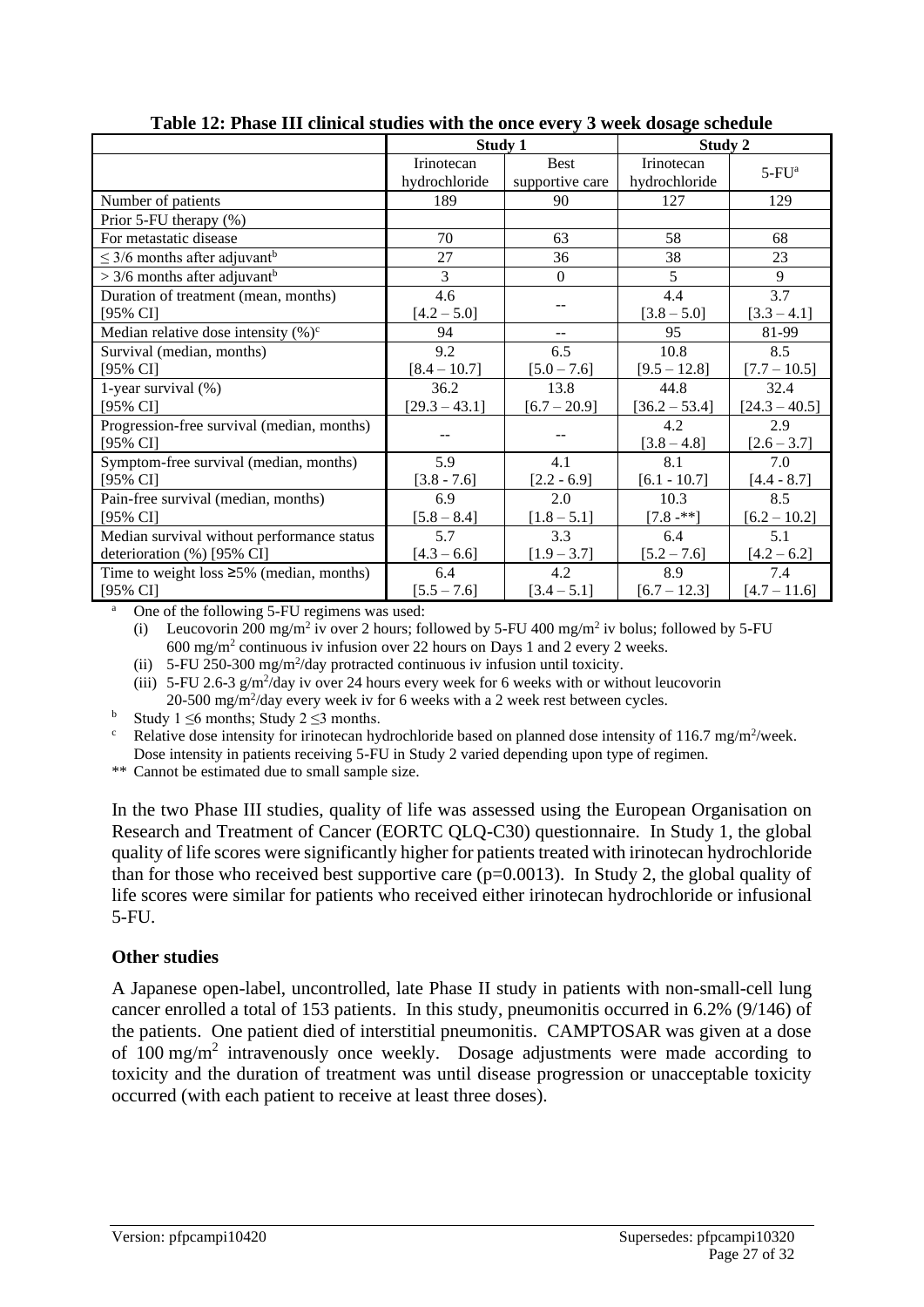**Table 12: Phase III clinical studies with the once every 3 week dosage schedule**

| | Study 1 | | Study 2 | |
|---|---|---|---|---|
| | Irinotecan hydrochloride | Best supportive care | Irinotecan hydrochloride | 5-FU[a] |
| Number of patients | 189 | 90 | 127 | 129 |
| Prior 5-FU therapy (%) | | | | |
| For metastatic disease | 70 | 63 | 58 | 68 |
| ≤ 3/6 months after adjuvant[b] | 27 | 36 | 38 | 23 |
| > 3/6 months after adjuvant[b] | 3 | 0 | 5 | 9 |
| Duration of treatment (mean, months) [95% CI] | 4.6 [4.2 – 5.0] | -- | 4.4 [3.8 – 5.0] | 3.7 [3.3 – 4.1] |
| Median relative dose intensity (%)[c] | 94 | -- | 95 | 81-99 |
| Survival (median, months) [95% CI] | 9.2 [8.4 – 10.7] | 6.5 [5.0 – 7.6] | 10.8 [9.5 – 12.8] | 8.5 [7.7 – 10.5] |
| 1-year survival (%) [95% CI] | 36.2 [29.3 – 43.1] | 13.8 [6.7 – 20.9] | 44.8 [36.2 – 53.4] | 32.4 [24.3 – 40.5] |
| Progression-free survival (median, months) [95% CI] | -- | -- | 4.2 [3.8 – 4.8] | 2.9 [2.6 – 3.7] |
| Symptom-free survival (median, months) [95% CI] | 5.9 [3.8 - 7.6] | 4.1 [2.2 - 6.9] | 8.1 [6.1 - 10.7] | 7.0 [4.4 - 8.7] |
| Pain-free survival (median, months) [95% CI] | 6.9 [5.8 – 8.4] | 2.0 [1.8 – 5.1] | 10.3 [7.8 -**] | 8.5 [6.2 – 10.2] |
| Median survival without performance status deterioration (%) [95% CI] | 5.7 [4.3 – 6.6] | 3.3 [1.9 – 3.7] | 6.4 [5.2 – 7.6] | 5.1 [4.2 – 6.2] |
| Time to weight loss ≥5% (median, months) [95% CI] | 6.4 [5.5 – 7.6] | 4.2 [3.4 – 5.1] | 8.9 [6.7 – 12.3] | 7.4 [4.7 – 11.6] |

[a] One of the following 5-FU regimens was used:
(i) Leucovorin 200 mg/m$^2$ iv over 2 hours; followed by 5-FU 400 mg/m$^2$ iv bolus; followed by 5-FU 600 mg/m$^2$ continuous iv infusion over 22 hours on Days 1 and 2 every 2 weeks.
(ii) 5-FU 250-300 mg/m$^2$/day protracted continuous iv infusion until toxicity.
(iii) 5-FU 2.6-3 g/m$^2$/day iv over 24 hours every week for 6 weeks with or without leucovorin 20-500 mg/m$^2$/day every week iv for 6 weeks with a 2 week rest between cycles.

[b] Study 1 ≤6 months; Study 2 ≤3 months.

[c] Relative dose intensity for irinotecan hydrochloride based on planned dose intensity of 116.7 mg/m$^2$/week. Dose intensity in patients receiving 5-FU in Study 2 varied depending upon type of regimen.

** Cannot be estimated due to small sample size.

In the two Phase III studies, quality of life was assessed using the European Organisation on Research and Treatment of Cancer (EORTC QLQ-C30) questionnaire. In Study 1, the global quality of life scores were significantly higher for patients treated with irinotecan hydrochloride than for those who received best supportive care (p=0.0013). In Study 2, the global quality of life scores were similar for patients who received either irinotecan hydrochloride or infusional 5-FU.

## Other studies

A Japanese open-label, uncontrolled, late Phase II study in patients with non-small-cell lung cancer enrolled a total of 153 patients. In this study, pneumonitis occurred in 6.2% (9/146) of the patients. One patient died of interstitial pneumonitis. CAMPTOSAR was given at a dose of 100 mg/m$^2$ intravenously once weekly. Dosage adjustments were made according to toxicity and the duration of treatment was until disease progression or unacceptable toxicity occurred (with each patient to receive at least three doses).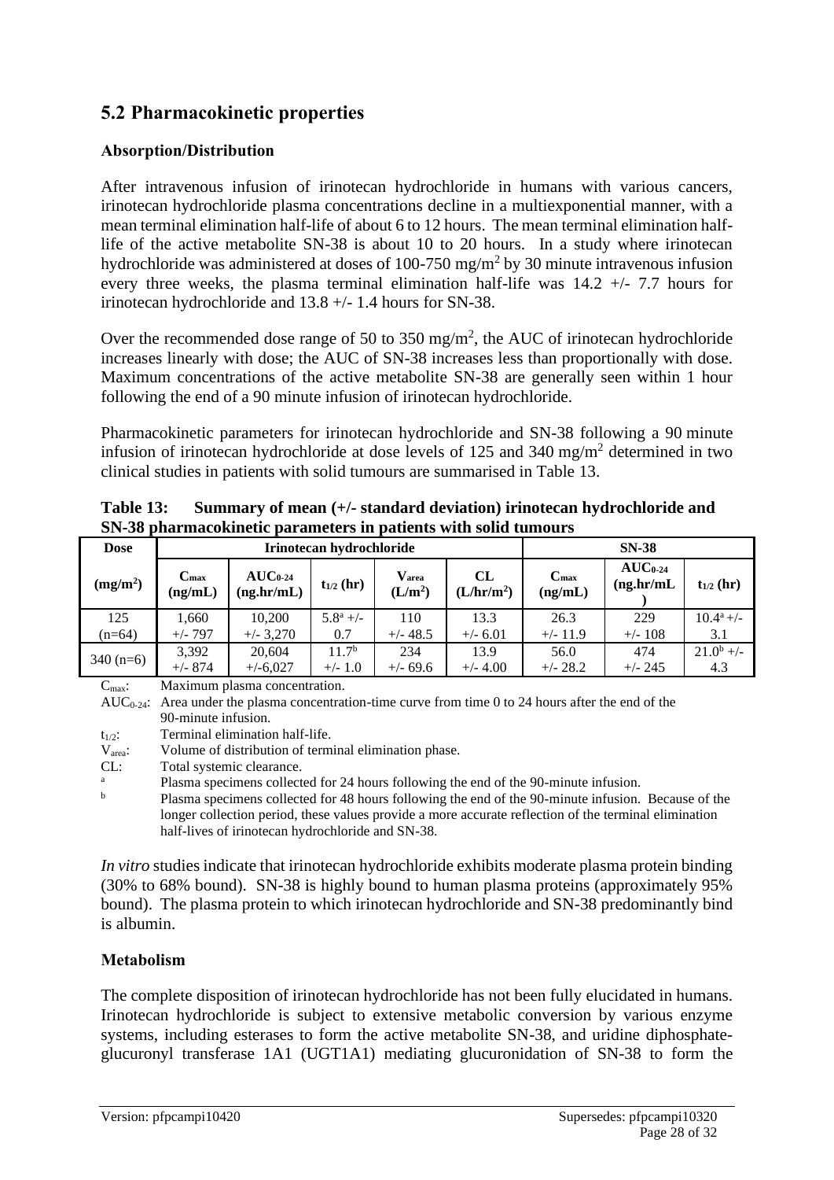## 5.2 Pharmacokinetic properties

### Absorption/Distribution

After intravenous infusion of irinotecan hydrochloride in humans with various cancers, irinotecan hydrochloride plasma concentrations decline in a multiexponential manner, with a mean terminal elimination half-life of about 6 to 12 hours. The mean terminal elimination half-life of the active metabolite SN-38 is about 10 to 20 hours. In a study where irinotecan hydrochloride was administered at doses of 100-750 mg/m$^2$ by 30 minute intravenous infusion every three weeks, the plasma terminal elimination half-life was 14.2 +/- 7.7 hours for irinotecan hydrochloride and 13.8 +/- 1.4 hours for SN-38.

Over the recommended dose range of 50 to 350 mg/m$^2$, the AUC of irinotecan hydrochloride increases linearly with dose; the AUC of SN-38 increases less than proportionally with dose. Maximum concentrations of the active metabolite SN-38 are generally seen within 1 hour following the end of a 90 minute infusion of irinotecan hydrochloride.

Pharmacokinetic parameters for irinotecan hydrochloride and SN-38 following a 90 minute infusion of irinotecan hydrochloride at dose levels of 125 and 340 mg/m$^2$ determined in two clinical studies in patients with solid tumours are summarised in Table 13.

**Table 13: Summary of mean (+/- standard deviation) irinotecan hydrochloride and SN-38 pharmacokinetic parameters in patients with solid tumours**

| Dose | Irinotecan hydrochloride | | | | | SN-38 | | |
|---|---|---|---|---|---|---|---|---|
| (mg/m$^2$) | $C_{max}$ (ng/mL) | $AUC_{0-24}$ (ng.hr/mL) | $t_{1/2}$ (hr) | $V_{area}$ (L/m$^2$) | CL (L/hr/m$^2$) | $C_{max}$ (ng/mL) | $AUC_{0-24}$ (ng.hr/mL) | $t_{1/2}$ (hr) |
| 125 (n=64) | 1,660 +/- 797 | 10,200 +/- 3,270 | 5.8[a] +/- 0.7 | 110 +/- 48.5 | 13.3 +/- 6.01 | 26.3 +/- 11.9 | 229 +/- 108 | 10.4[a] +/- 3.1 |
| 340 (n=6) | 3,392 +/- 874 | 20,604 +/-6,027 | 11.7[b] +/- 1.0 | 234 +/- 69.6 | 13.9 +/- 4.00 | 56.0 +/- 28.2 | 474 +/- 245 | 21.0[b] +/- 4.3 |

$C_{max}$: Maximum plasma concentration.

$AUC_{0-24}$: Area under the plasma concentration-time curve from time 0 to 24 hours after the end of the 90-minute infusion.

$t_{1/2}$: Terminal elimination half-life.

$V_{area}$: Volume of distribution of terminal elimination phase.

CL: Total systemic clearance.

[a] Plasma specimens collected for 24 hours following the end of the 90-minute infusion.

[b] Plasma specimens collected for 48 hours following the end of the 90-minute infusion. Because of the longer collection period, these values provide a more accurate reflection of the terminal elimination half-lives of irinotecan hydrochloride and SN-38.

*In vitro* studies indicate that irinotecan hydrochloride exhibits moderate plasma protein binding (30% to 68% bound). SN-38 is highly bound to human plasma proteins (approximately 95% bound). The plasma protein to which irinotecan hydrochloride and SN-38 predominantly bind is albumin.

### Metabolism

The complete disposition of irinotecan hydrochloride has not been fully elucidated in humans. Irinotecan hydrochloride is subject to extensive metabolic conversion by various enzyme systems, including esterases to form the active metabolite SN-38, and uridine diphosphate-glucuronyl transferase 1A1 (UGT1A1) mediating glucuronidation of SN-38 to form the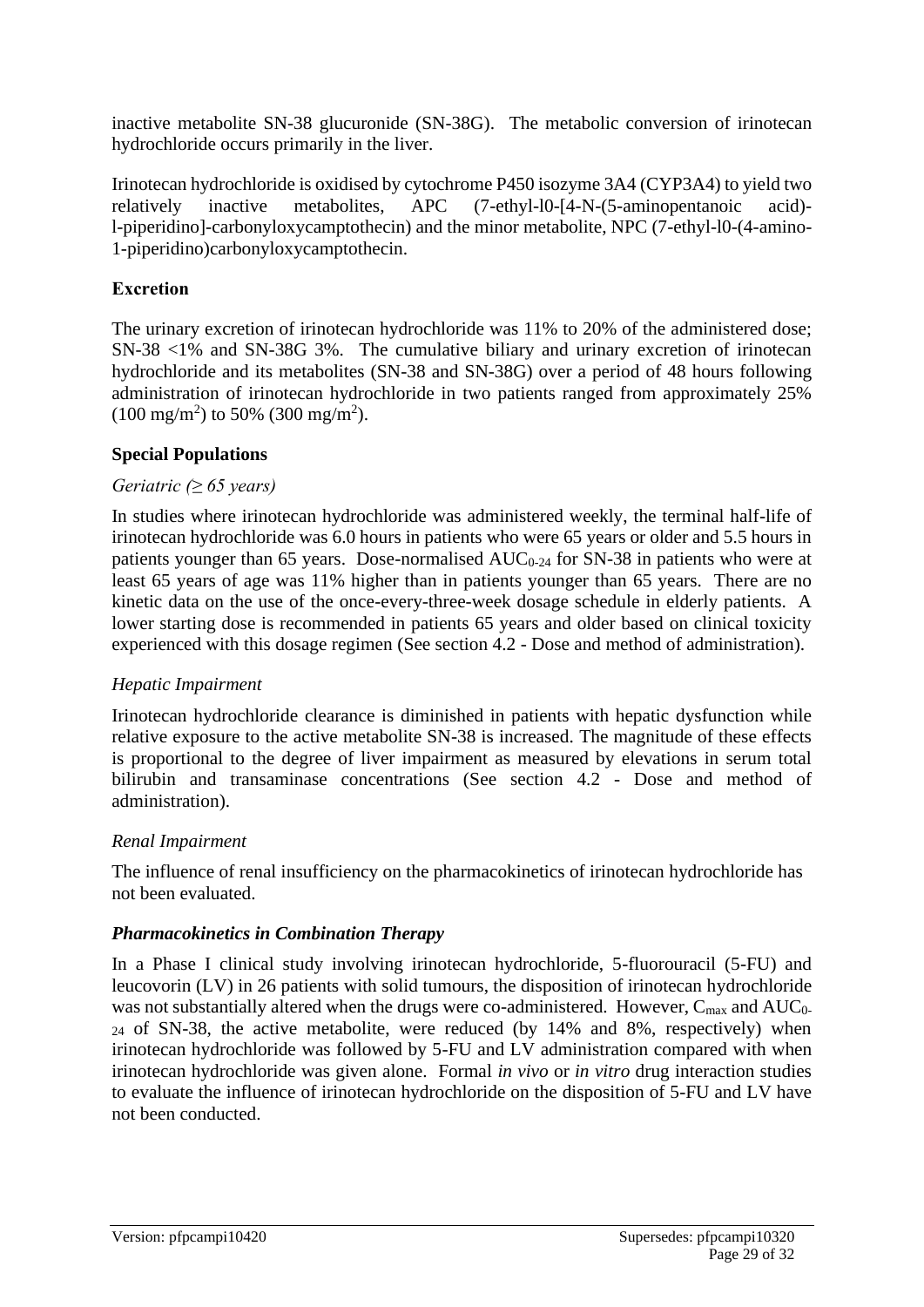inactive metabolite SN-38 glucuronide (SN-38G). The metabolic conversion of irinotecan hydrochloride occurs primarily in the liver.

Irinotecan hydrochloride is oxidised by cytochrome P450 isozyme 3A4 (CYP3A4) to yield two relatively inactive metabolites, APC (7-ethyl-l0-[4-N-(5-aminopentanoic acid)-l-piperidino]-carbonyloxycamptothecin) and the minor metabolite, NPC (7-ethyl-l0-(4-amino-1-piperidino)carbonyloxycamptothecin.

**Excretion**

The urinary excretion of irinotecan hydrochloride was 11% to 20% of the administered dose; SN-38 <1% and SN-38G 3%. The cumulative biliary and urinary excretion of irinotecan hydrochloride and its metabolites (SN-38 and SN-38G) over a period of 48 hours following administration of irinotecan hydrochloride in two patients ranged from approximately 25% (100 mg/m$^2$) to 50% (300 mg/m$^2$).

**Special Populations**

*Geriatric (≥ 65 years)*

In studies where irinotecan hydrochloride was administered weekly, the terminal half-life of irinotecan hydrochloride was 6.0 hours in patients who were 65 years or older and 5.5 hours in patients younger than 65 years. Dose-normalised $AUC_{0\text{-}24}$ for SN-38 in patients who were at least 65 years of age was 11% higher than in patients younger than 65 years. There are no kinetic data on the use of the once-every-three-week dosage schedule in elderly patients. A lower starting dose is recommended in patients 65 years and older based on clinical toxicity experienced with this dosage regimen (See section 4.2 - Dose and method of administration).

*Hepatic Impairment*

Irinotecan hydrochloride clearance is diminished in patients with hepatic dysfunction while relative exposure to the active metabolite SN-38 is increased. The magnitude of these effects is proportional to the degree of liver impairment as measured by elevations in serum total bilirubin and transaminase concentrations (See section 4.2 - Dose and method of administration).

*Renal Impairment*

The influence of renal insufficiency on the pharmacokinetics of irinotecan hydrochloride has not been evaluated.

***Pharmacokinetics in Combination Therapy***

In a Phase I clinical study involving irinotecan hydrochloride, 5-fluorouracil (5-FU) and leucovorin (LV) in 26 patients with solid tumours, the disposition of irinotecan hydrochloride was not substantially altered when the drugs were co-administered. However, $C_{max}$ and $AUC_{0\text{-}24}$ of SN-38, the active metabolite, were reduced (by 14% and 8%, respectively) when irinotecan hydrochloride was followed by 5-FU and LV administration compared with when irinotecan hydrochloride was given alone. Formal *in vivo* or *in vitro* drug interaction studies to evaluate the influence of irinotecan hydrochloride on the disposition of 5-FU and LV have not been conducted.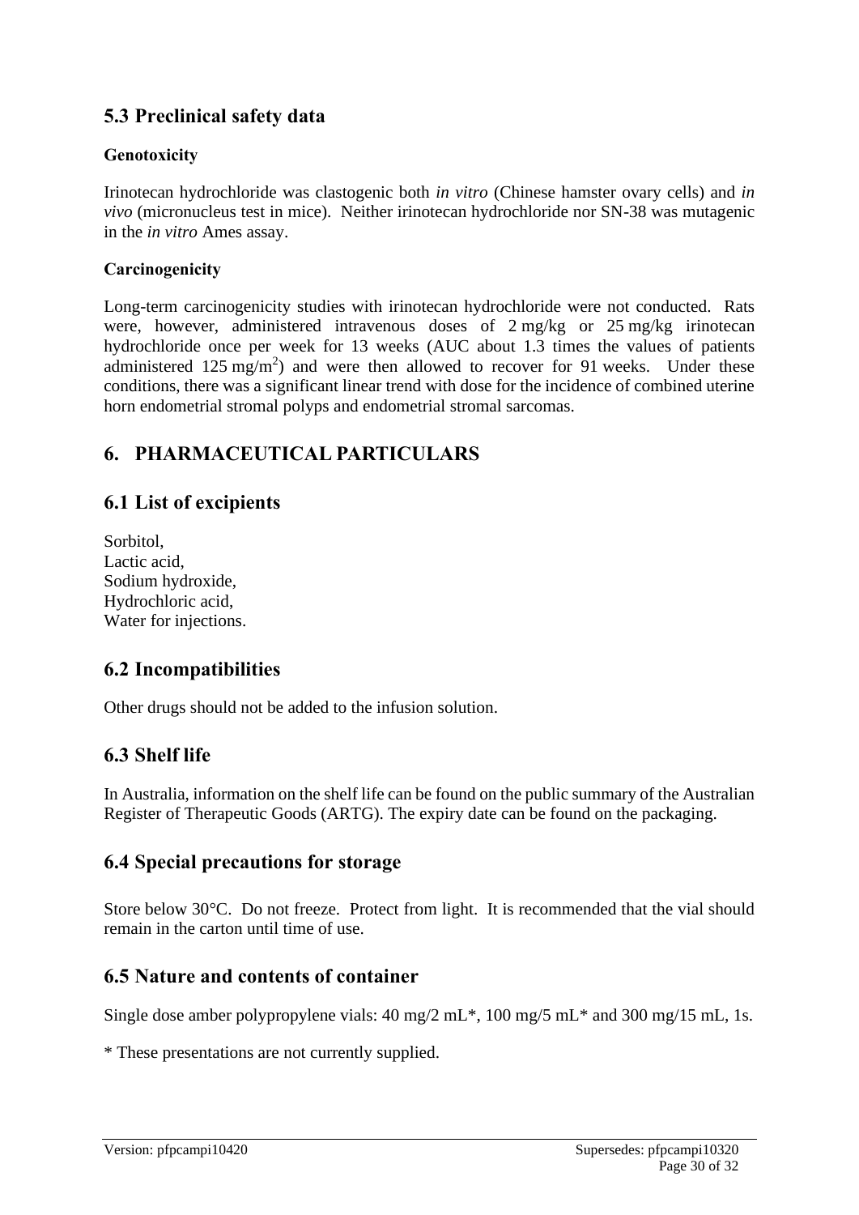## 5.3 Preclinical safety data

### Genotoxicity

Irinotecan hydrochloride was clastogenic both *in vitro* (Chinese hamster ovary cells) and *in vivo* (micronucleus test in mice). Neither irinotecan hydrochloride nor SN-38 was mutagenic in the *in vitro* Ames assay.

### Carcinogenicity

Long-term carcinogenicity studies with irinotecan hydrochloride were not conducted. Rats were, however, administered intravenous doses of 2 mg/kg or 25 mg/kg irinotecan hydrochloride once per week for 13 weeks (AUC about 1.3 times the values of patients administered 125 mg/m$^2$) and were then allowed to recover for 91 weeks. Under these conditions, there was a significant linear trend with dose for the incidence of combined uterine horn endometrial stromal polyps and endometrial stromal sarcomas.

# 6. PHARMACEUTICAL PARTICULARS

## 6.1 List of excipients

Sorbitol,
Lactic acid,
Sodium hydroxide,
Hydrochloric acid,
Water for injections.

## 6.2 Incompatibilities

Other drugs should not be added to the infusion solution.

## 6.3 Shelf life

In Australia, information on the shelf life can be found on the public summary of the Australian Register of Therapeutic Goods (ARTG). The expiry date can be found on the packaging.

## 6.4 Special precautions for storage

Store below 30°C. Do not freeze. Protect from light. It is recommended that the vial should remain in the carton until time of use.

## 6.5 Nature and contents of container

Single dose amber polypropylene vials: 40 mg/2 mL*, 100 mg/5 mL* and 300 mg/15 mL, 1s.

* These presentations are not currently supplied.

Version: pfpcampi10420 Supersedes: pfpcampi10320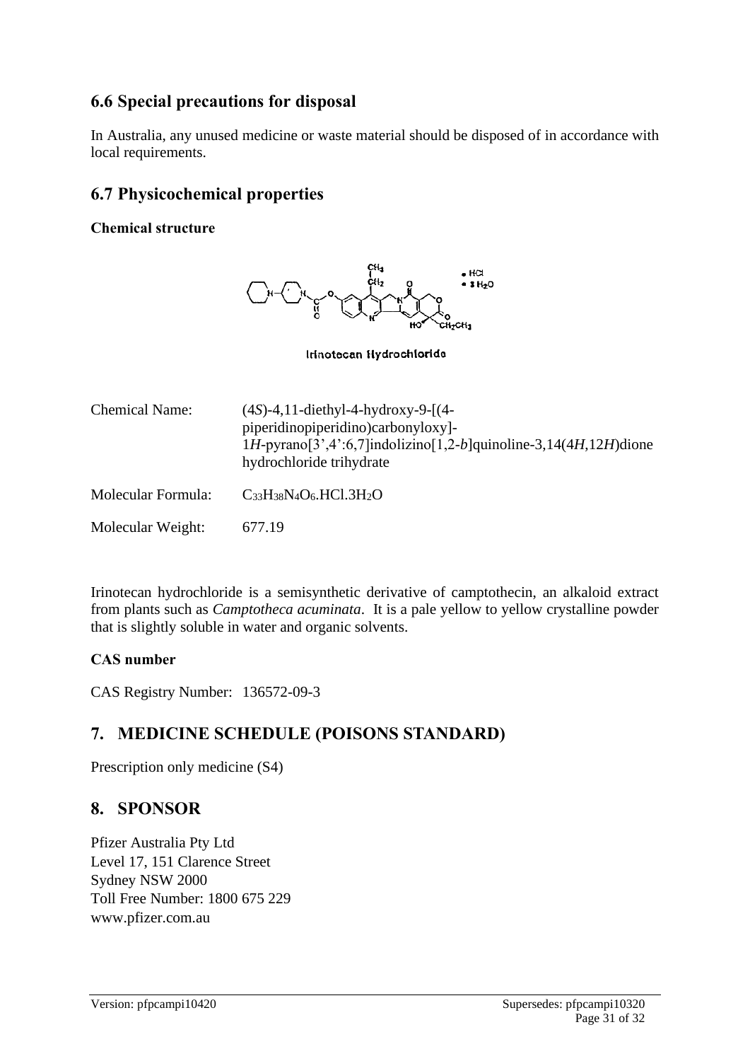## 6.6 Special precautions for disposal

In Australia, any unused medicine or waste material should be disposed of in accordance with local requirements.

## 6.7 Physicochemical properties

### Chemical structure

Irinotecan Hydrochloride

| | |
|---|---|
| Chemical Name: | (4*S*)-4,11-diethyl-4-hydroxy-9-[(4-piperidinopiperidino)carbonyloxy]-1*H*-pyrano[3',4':6,7]indolizino[1,2-*b*]quinoline-3,14(4*H*,12*H*)dione hydrochloride trihydrate |
| Molecular Formula: | $C_{33}H_{38}N_4O_6.HCl.3H_2O$ |
| Molecular Weight: | 677.19 |

Irinotecan hydrochloride is a semisynthetic derivative of camptothecin, an alkaloid extract from plants such as *Camptotheca acuminata*. It is a pale yellow to yellow crystalline powder that is slightly soluble in water and organic solvents.

### CAS number

CAS Registry Number: 136572-09-3

## 7. MEDICINE SCHEDULE (POISONS STANDARD)

Prescription only medicine (S4)

## 8. SPONSOR

Pfizer Australia Pty Ltd
Level 17, 151 Clarence Street
Sydney NSW 2000
Toll Free Number: 1800 675 229
www.pfizer.com.au

Version: pfpcampi10420 Supersedes: pfpcampi10320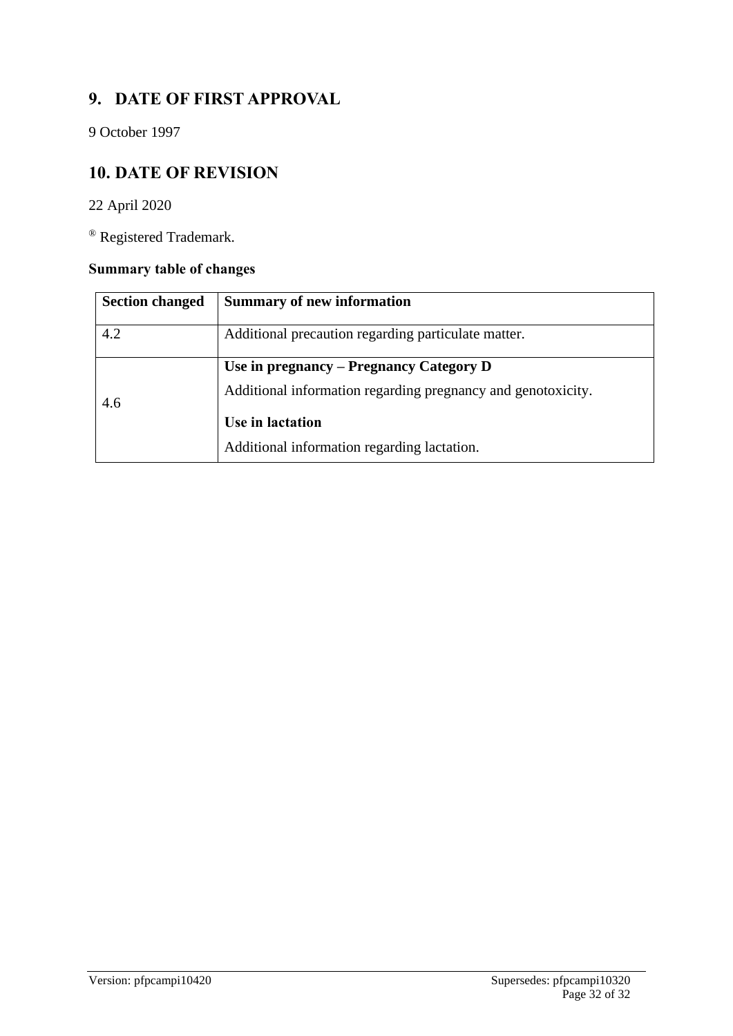## 9. DATE OF FIRST APPROVAL

9 October 1997

## 10. DATE OF REVISION

22 April 2020

® Registered Trademark.

**Summary table of changes**

| **Section changed** | **Summary of new information** |
|---|---|
| 4.2 | Additional precaution regarding particulate matter. |
| 4.6 | **Use in pregnancy – Pregnancy Category D**<br>Additional information regarding pregnancy and genotoxicity.<br>**Use in lactation**<br>Additional information regarding lactation. |

Version: pfpcampi10420 Supersedes: pfpcampi10320